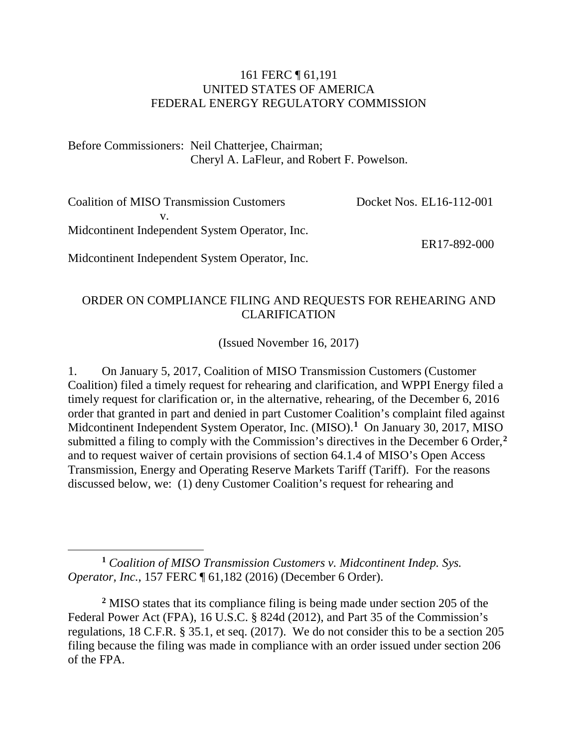161 FERC ¶ 61,191
UNITED STATES OF AMERICA
FEDERAL ENERGY REGULATORY COMMISSION

Before Commissioners: Neil Chatterjee, Chairman;
Cheryl A. LaFleur, and Robert F. Powelson.

Coalition of MISO Transmission Customers
v.
Midcontinent Independent System Operator, Inc.

Docket Nos. EL16-112-001

ER17-892-000

Midcontinent Independent System Operator, Inc.

ORDER ON COMPLIANCE FILING AND REQUESTS FOR REHEARING AND CLARIFICATION

(Issued November 16, 2017)

1. On January 5, 2017, Coalition of MISO Transmission Customers (Customer Coalition) filed a timely request for rehearing and clarification, and WPPI Energy filed a timely request for clarification or, in the alternative, rehearing, of the December 6, 2016 order that granted in part and denied in part Customer Coalition's complaint filed against Midcontinent Independent System Operator, Inc. (MISO).[1] On January 30, 2017, MISO submitted a filing to comply with the Commission's directives in the December 6 Order,[2] and to request waiver of certain provisions of section 64.1.4 of MISO's Open Access Transmission, Energy and Operating Reserve Markets Tariff (Tariff). For the reasons discussed below, we: (1) deny Customer Coalition's request for rehearing and

[1] *Coalition of MISO Transmission Customers v. Midcontinent Indep. Sys. Operator, Inc.*, 157 FERC ¶ 61,182 (2016) (December 6 Order).

[2] MISO states that its compliance filing is being made under section 205 of the Federal Power Act (FPA), 16 U.S.C. § 824d (2012), and Part 35 of the Commission's regulations, 18 C.F.R. § 35.1, et seq. (2017). We do not consider this to be a section 205 filing because the filing was made in compliance with an order issued under section 206 of the FPA.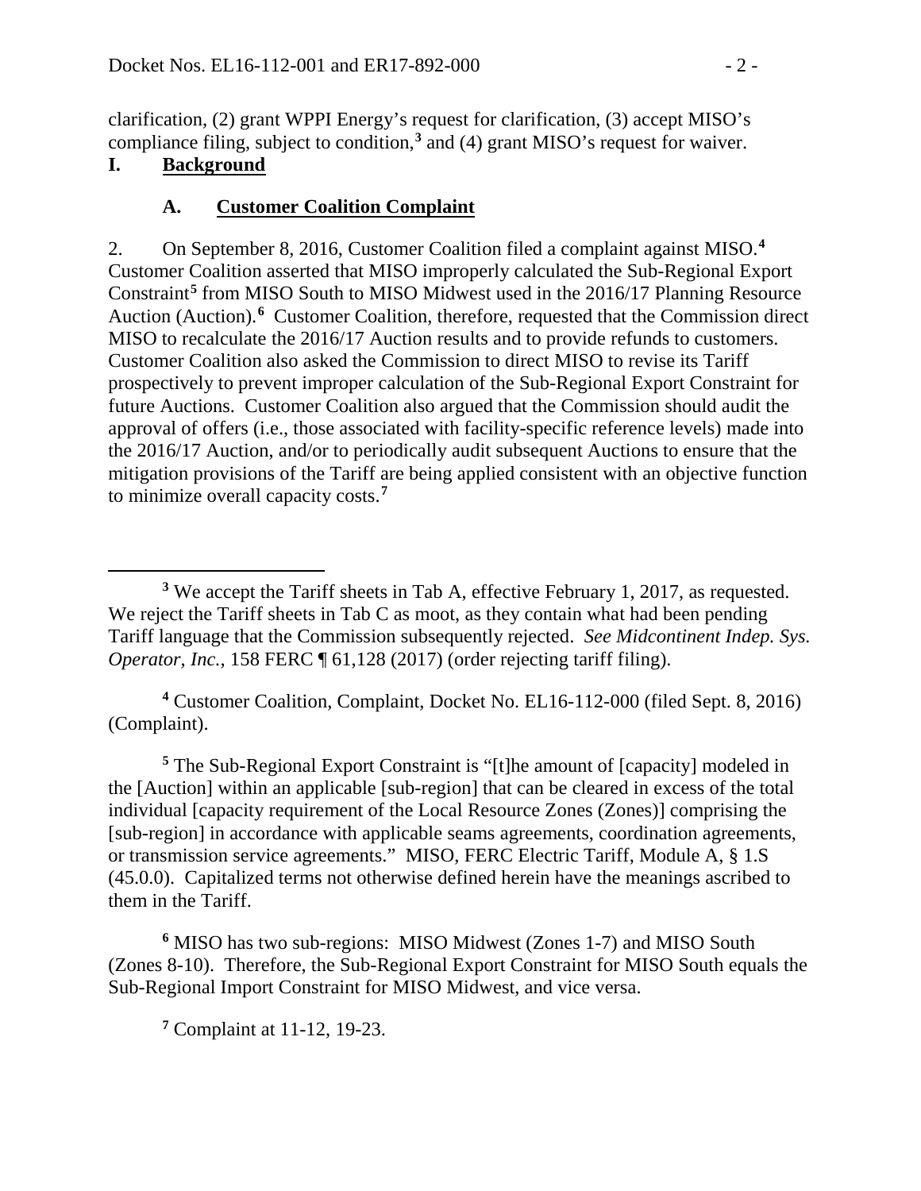clarification, (2) grant WPPI Energy's request for clarification, (3) accept MISO's compliance filing, subject to condition,[3] and (4) grant MISO's request for waiver.

# I. Background

## A. Customer Coalition Complaint

2. On September 8, 2016, Customer Coalition filed a complaint against MISO.[4] Customer Coalition asserted that MISO improperly calculated the Sub-Regional Export Constraint[5] from MISO South to MISO Midwest used in the 2016/17 Planning Resource Auction (Auction).[6] Customer Coalition, therefore, requested that the Commission direct MISO to recalculate the 2016/17 Auction results and to provide refunds to customers. Customer Coalition also asked the Commission to direct MISO to revise its Tariff prospectively to prevent improper calculation of the Sub-Regional Export Constraint for future Auctions. Customer Coalition also argued that the Commission should audit the approval of offers (i.e., those associated with facility-specific reference levels) made into the 2016/17 Auction, and/or to periodically audit subsequent Auctions to ensure that the mitigation provisions of the Tariff are being applied consistent with an objective function to minimize overall capacity costs.[7]

---

[3] We accept the Tariff sheets in Tab A, effective February 1, 2017, as requested. We reject the Tariff sheets in Tab C as moot, as they contain what had been pending Tariff language that the Commission subsequently rejected. *See Midcontinent Indep. Sys. Operator, Inc.*, 158 FERC ¶ 61,128 (2017) (order rejecting tariff filing).

[4] Customer Coalition, Complaint, Docket No. EL16-112-000 (filed Sept. 8, 2016) (Complaint).

[5] The Sub-Regional Export Constraint is "[t]he amount of [capacity] modeled in the [Auction] within an applicable [sub-region] that can be cleared in excess of the total individual [capacity requirement of the Local Resource Zones (Zones)] comprising the [sub-region] in accordance with applicable seams agreements, coordination agreements, or transmission service agreements." MISO, FERC Electric Tariff, Module A, § 1.S (45.0.0). Capitalized terms not otherwise defined herein have the meanings ascribed to them in the Tariff.

[6] MISO has two sub-regions: MISO Midwest (Zones 1-7) and MISO South (Zones 8-10). Therefore, the Sub-Regional Export Constraint for MISO South equals the Sub-Regional Import Constraint for MISO Midwest, and vice versa.

[7] Complaint at 11-12, 19-23.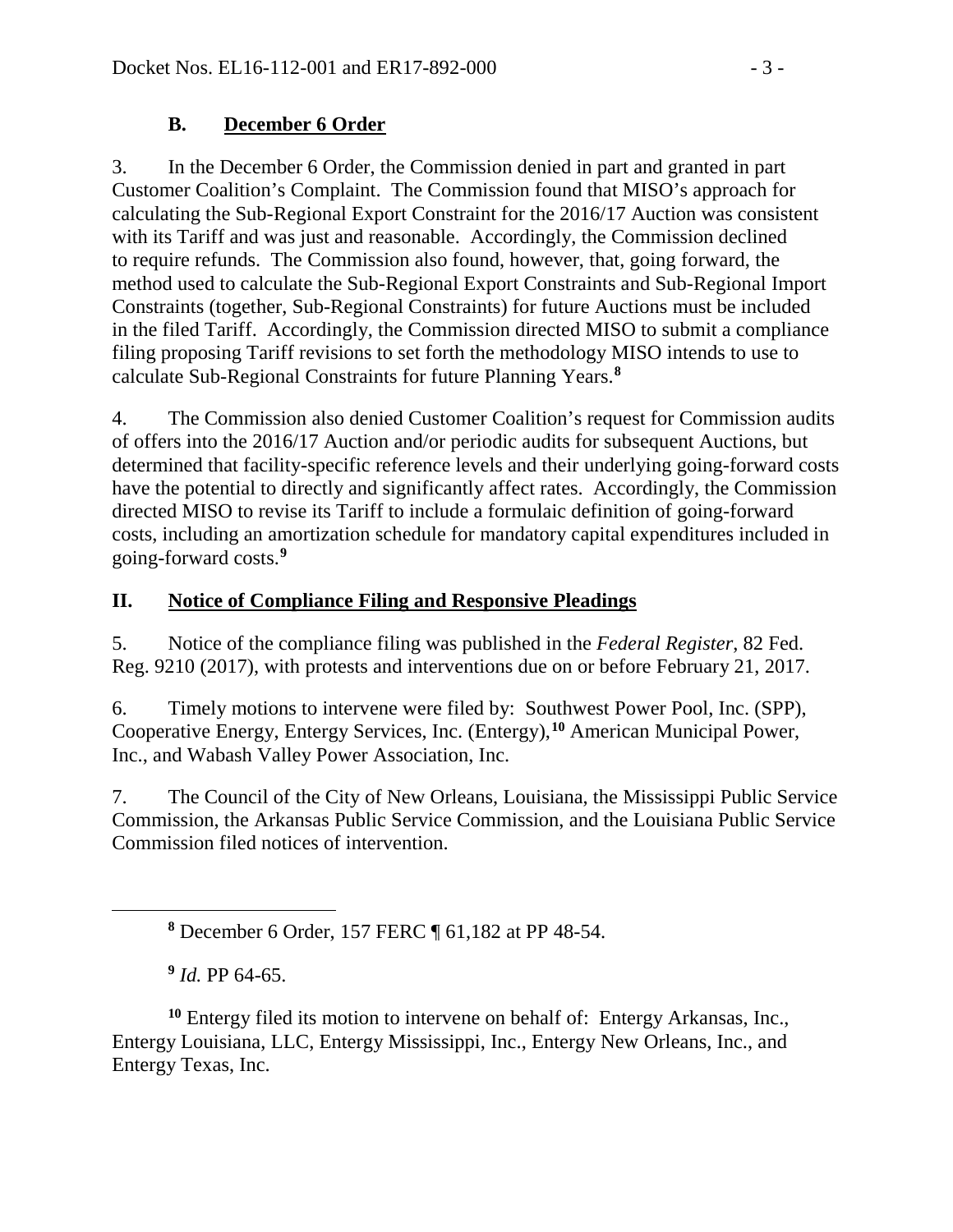### B. December 6 Order

3. In the December 6 Order, the Commission denied in part and granted in part Customer Coalition's Complaint. The Commission found that MISO's approach for calculating the Sub-Regional Export Constraint for the 2016/17 Auction was consistent with its Tariff and was just and reasonable. Accordingly, the Commission declined to require refunds. The Commission also found, however, that, going forward, the method used to calculate the Sub-Regional Export Constraints and Sub-Regional Import Constraints (together, Sub-Regional Constraints) for future Auctions must be included in the filed Tariff. Accordingly, the Commission directed MISO to submit a compliance filing proposing Tariff revisions to set forth the methodology MISO intends to use to calculate Sub-Regional Constraints for future Planning Years.[8]

4. The Commission also denied Customer Coalition's request for Commission audits of offers into the 2016/17 Auction and/or periodic audits for subsequent Auctions, but determined that facility-specific reference levels and their underlying going-forward costs have the potential to directly and significantly affect rates. Accordingly, the Commission directed MISO to revise its Tariff to include a formulaic definition of going-forward costs, including an amortization schedule for mandatory capital expenditures included in going-forward costs.[9]

## II. Notice of Compliance Filing and Responsive Pleadings

5. Notice of the compliance filing was published in the *Federal Register*, 82 Fed. Reg. 9210 (2017), with protests and interventions due on or before February 21, 2017.

6. Timely motions to intervene were filed by: Southwest Power Pool, Inc. (SPP), Cooperative Energy, Entergy Services, Inc. (Entergy),[10] American Municipal Power, Inc., and Wabash Valley Power Association, Inc.

7. The Council of the City of New Orleans, Louisiana, the Mississippi Public Service Commission, the Arkansas Public Service Commission, and the Louisiana Public Service Commission filed notices of intervention.

---

[8] December 6 Order, 157 FERC ¶ 61,182 at PP 48-54.

[9] *Id.* PP 64-65.

[10] Entergy filed its motion to intervene on behalf of: Entergy Arkansas, Inc., Entergy Louisiana, LLC, Entergy Mississippi, Inc., Entergy New Orleans, Inc., and Entergy Texas, Inc.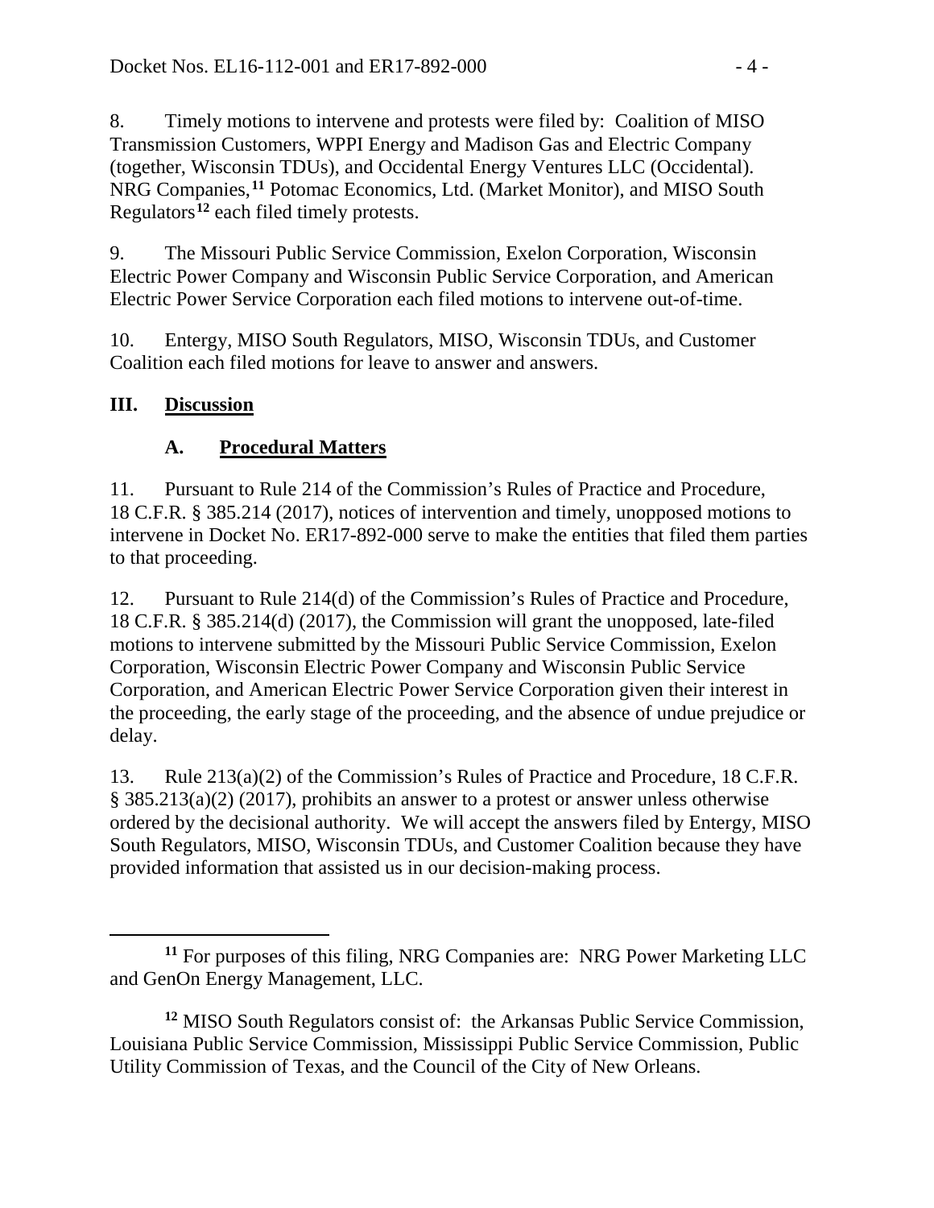8. Timely motions to intervene and protests were filed by: Coalition of MISO Transmission Customers, WPPI Energy and Madison Gas and Electric Company (together, Wisconsin TDUs), and Occidental Energy Ventures LLC (Occidental). NRG Companies,[11] Potomac Economics, Ltd. (Market Monitor), and MISO South Regulators[12] each filed timely protests.

9. The Missouri Public Service Commission, Exelon Corporation, Wisconsin Electric Power Company and Wisconsin Public Service Corporation, and American Electric Power Service Corporation each filed motions to intervene out-of-time.

10. Entergy, MISO South Regulators, MISO, Wisconsin TDUs, and Customer Coalition each filed motions for leave to answer and answers.

## III. Discussion

### A. Procedural Matters

11. Pursuant to Rule 214 of the Commission's Rules of Practice and Procedure, 18 C.F.R. § 385.214 (2017), notices of intervention and timely, unopposed motions to intervene in Docket No. ER17-892-000 serve to make the entities that filed them parties to that proceeding.

12. Pursuant to Rule 214(d) of the Commission's Rules of Practice and Procedure, 18 C.F.R. § 385.214(d) (2017), the Commission will grant the unopposed, late-filed motions to intervene submitted by the Missouri Public Service Commission, Exelon Corporation, Wisconsin Electric Power Company and Wisconsin Public Service Corporation, and American Electric Power Service Corporation given their interest in the proceeding, the early stage of the proceeding, and the absence of undue prejudice or delay.

13. Rule 213(a)(2) of the Commission's Rules of Practice and Procedure, 18 C.F.R. § 385.213(a)(2) (2017), prohibits an answer to a protest or answer unless otherwise ordered by the decisional authority. We will accept the answers filed by Entergy, MISO South Regulators, MISO, Wisconsin TDUs, and Customer Coalition because they have provided information that assisted us in our decision-making process.

---

[11] For purposes of this filing, NRG Companies are: NRG Power Marketing LLC and GenOn Energy Management, LLC.

[12] MISO South Regulators consist of: the Arkansas Public Service Commission, Louisiana Public Service Commission, Mississippi Public Service Commission, Public Utility Commission of Texas, and the Council of the City of New Orleans.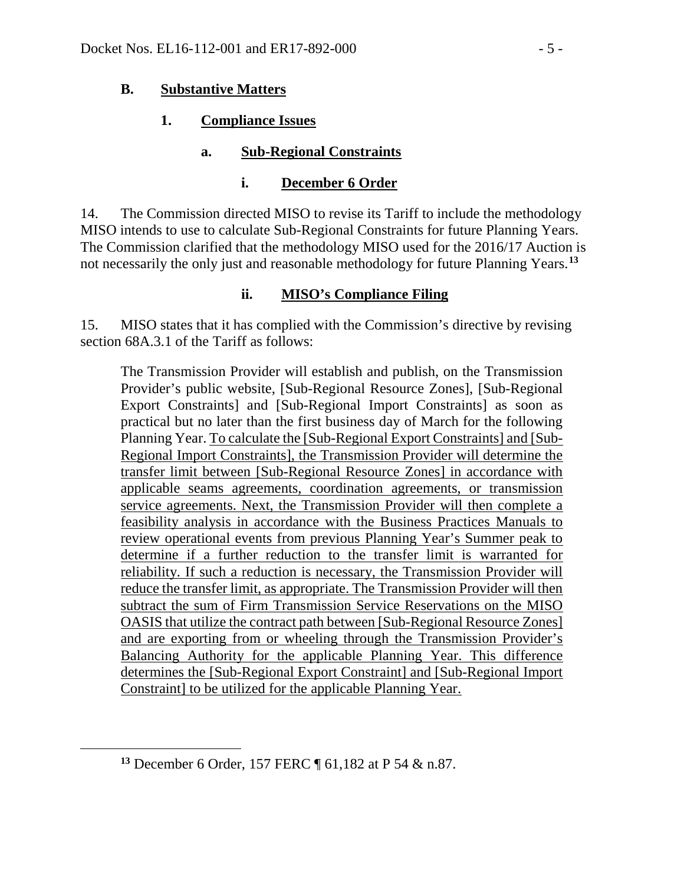### B. Substantive Matters

#### 1. Compliance Issues

##### a. Sub-Regional Constraints

###### i. December 6 Order

14. The Commission directed MISO to revise its Tariff to include the methodology MISO intends to use to calculate Sub-Regional Constraints for future Planning Years. The Commission clarified that the methodology MISO used for the 2016/17 Auction is not necessarily the only just and reasonable methodology for future Planning Years.[13]

###### ii. MISO's Compliance Filing

15. MISO states that it has complied with the Commission's directive by revising section 68A.3.1 of the Tariff as follows:

> The Transmission Provider will establish and publish, on the Transmission Provider's public website, [Sub-Regional Resource Zones], [Sub-Regional Export Constraints] and [Sub-Regional Import Constraints] as soon as practical but no later than the first business day of March for the following Planning Year. <u>To calculate the [Sub-Regional Export Constraints] and [Sub-Regional Import Constraints], the Transmission Provider will determine the transfer limit between [Sub-Regional Resource Zones] in accordance with applicable seams agreements, coordination agreements, or transmission service agreements. Next, the Transmission Provider will then complete a feasibility analysis in accordance with the Business Practices Manuals to review operational events from previous Planning Year's Summer peak to determine if a further reduction to the transfer limit is warranted for reliability. If such a reduction is necessary, the Transmission Provider will reduce the transfer limit, as appropriate. The Transmission Provider will then subtract the sum of Firm Transmission Service Reservations on the MISO OASIS that utilize the contract path between [Sub-Regional Resource Zones] and are exporting from or wheeling through the Transmission Provider's Balancing Authority for the applicable Planning Year. This difference determines the [Sub-Regional Export Constraint] and [Sub-Regional Import Constraint] to be utilized for the applicable Planning Year.</u>

---

[13] December 6 Order, 157 FERC ¶ 61,182 at P 54 & n.87.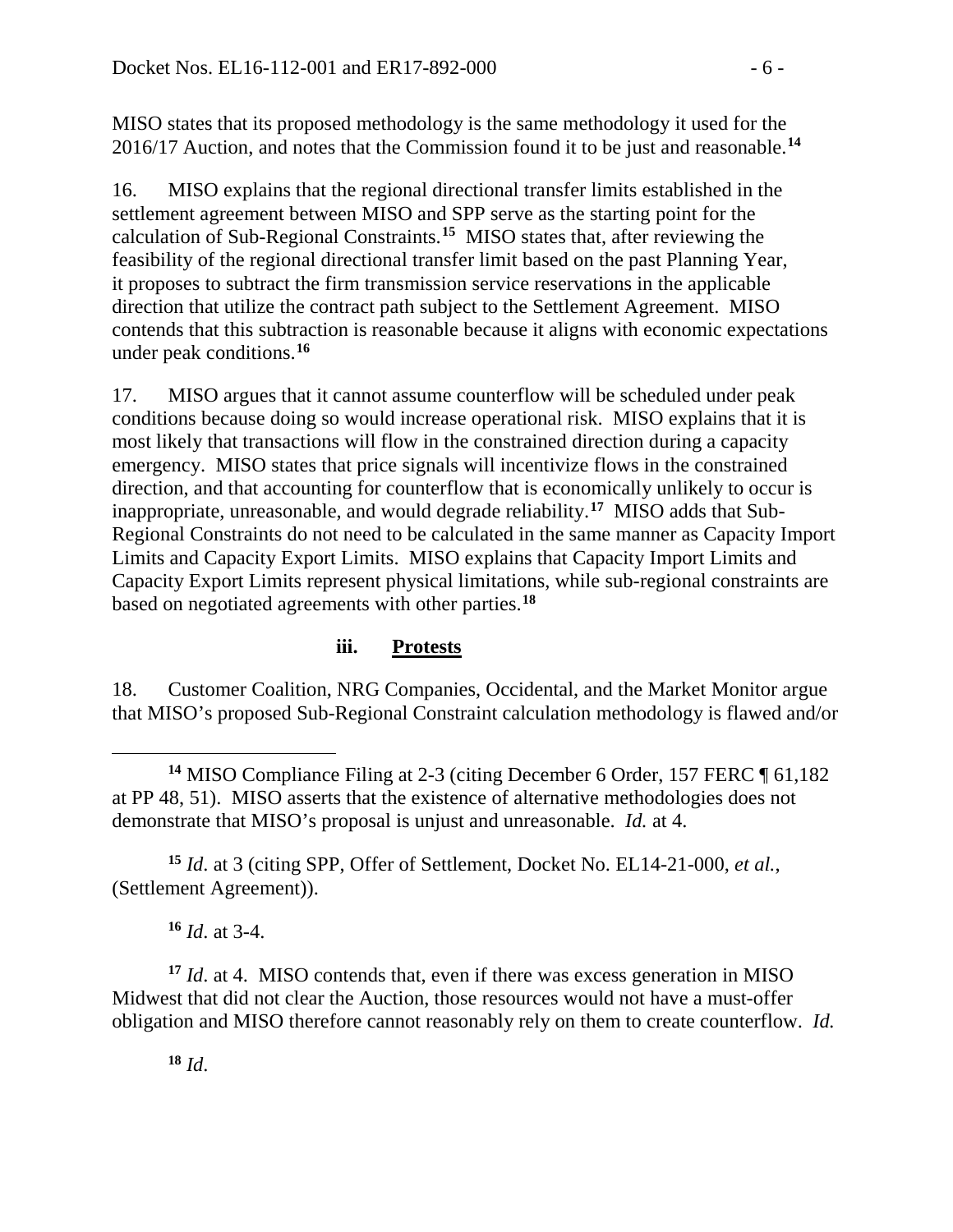MISO states that its proposed methodology is the same methodology it used for the 2016/17 Auction, and notes that the Commission found it to be just and reasonable.[14]

16. MISO explains that the regional directional transfer limits established in the settlement agreement between MISO and SPP serve as the starting point for the calculation of Sub-Regional Constraints.[15] MISO states that, after reviewing the feasibility of the regional directional transfer limit based on the past Planning Year, it proposes to subtract the firm transmission service reservations in the applicable direction that utilize the contract path subject to the Settlement Agreement. MISO contends that this subtraction is reasonable because it aligns with economic expectations under peak conditions.[16]

17. MISO argues that it cannot assume counterflow will be scheduled under peak conditions because doing so would increase operational risk. MISO explains that it is most likely that transactions will flow in the constrained direction during a capacity emergency. MISO states that price signals will incentivize flows in the constrained direction, and that accounting for counterflow that is economically unlikely to occur is inappropriate, unreasonable, and would degrade reliability.[17] MISO adds that Sub-Regional Constraints do not need to be calculated in the same manner as Capacity Import Limits and Capacity Export Limits. MISO explains that Capacity Import Limits and Capacity Export Limits represent physical limitations, while sub-regional constraints are based on negotiated agreements with other parties.[18]

### iii. Protests

18. Customer Coalition, NRG Companies, Occidental, and the Market Monitor argue that MISO's proposed Sub-Regional Constraint calculation methodology is flawed and/or

---

[14] MISO Compliance Filing at 2-3 (citing December 6 Order, 157 FERC ¶ 61,182 at PP 48, 51). MISO asserts that the existence of alternative methodologies does not demonstrate that MISO's proposal is unjust and unreasonable. *Id.* at 4.

[15] *Id*. at 3 (citing SPP, Offer of Settlement, Docket No. EL14-21-000, *et al.*, (Settlement Agreement)).

[16] *Id*. at 3-4.

[17] *Id*. at 4. MISO contends that, even if there was excess generation in MISO Midwest that did not clear the Auction, those resources would not have a must-offer obligation and MISO therefore cannot reasonably rely on them to create counterflow. *Id.*

[18] *Id*.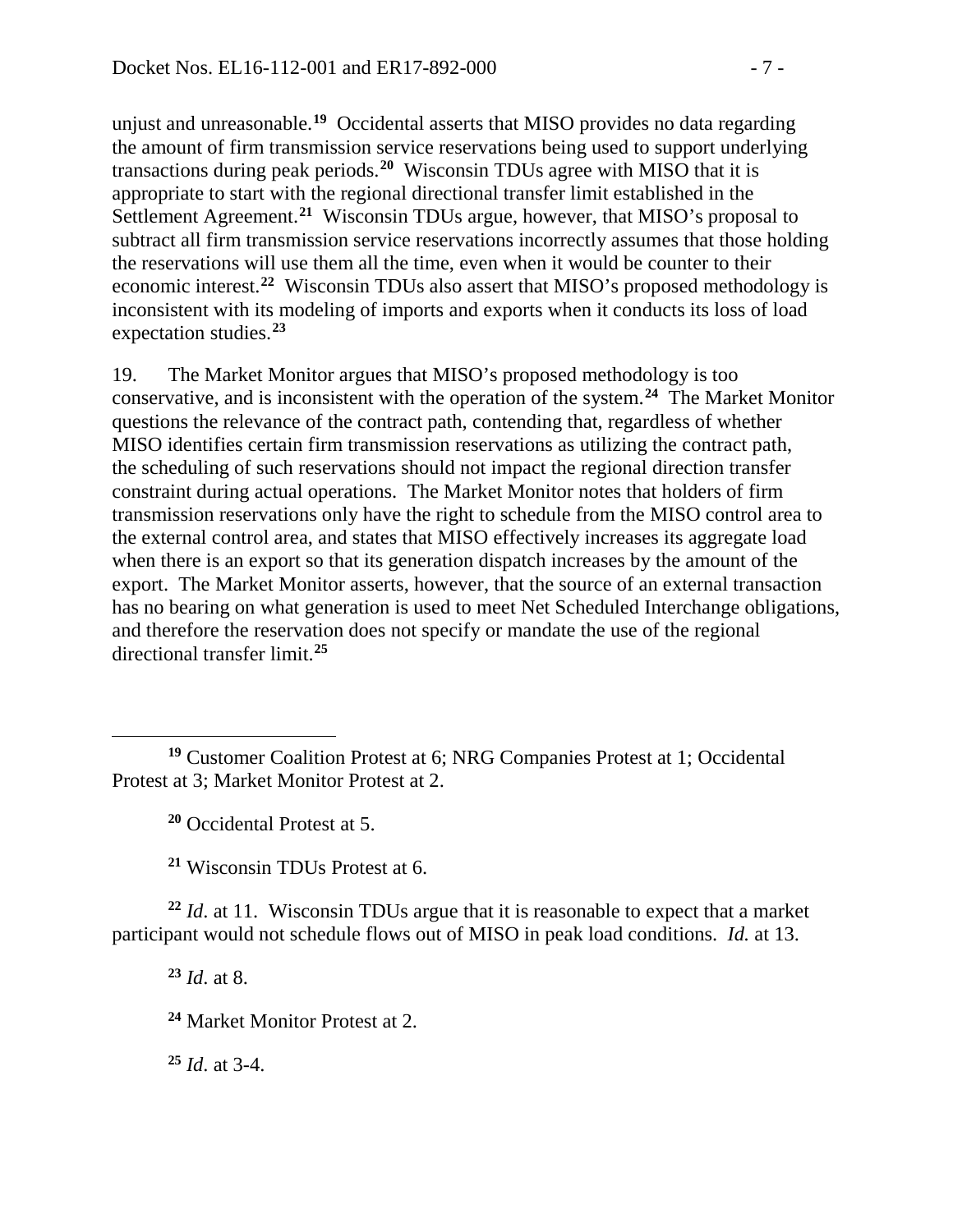unjust and unreasonable.[19] Occidental asserts that MISO provides no data regarding the amount of firm transmission service reservations being used to support underlying transactions during peak periods.[20] Wisconsin TDUs agree with MISO that it is appropriate to start with the regional directional transfer limit established in the Settlement Agreement.[21] Wisconsin TDUs argue, however, that MISO's proposal to subtract all firm transmission service reservations incorrectly assumes that those holding the reservations will use them all the time, even when it would be counter to their economic interest.[22] Wisconsin TDUs also assert that MISO's proposed methodology is inconsistent with its modeling of imports and exports when it conducts its loss of load expectation studies.[23]

19. The Market Monitor argues that MISO's proposed methodology is too conservative, and is inconsistent with the operation of the system.[24] The Market Monitor questions the relevance of the contract path, contending that, regardless of whether MISO identifies certain firm transmission reservations as utilizing the contract path, the scheduling of such reservations should not impact the regional direction transfer constraint during actual operations. The Market Monitor notes that holders of firm transmission reservations only have the right to schedule from the MISO control area to the external control area, and states that MISO effectively increases its aggregate load when there is an export so that its generation dispatch increases by the amount of the export. The Market Monitor asserts, however, that the source of an external transaction has no bearing on what generation is used to meet Net Scheduled Interchange obligations, and therefore the reservation does not specify or mandate the use of the regional directional transfer limit.[25]

---

[19] Customer Coalition Protest at 6; NRG Companies Protest at 1; Occidental Protest at 3; Market Monitor Protest at 2.

[20] Occidental Protest at 5.

[21] Wisconsin TDUs Protest at 6.

[22] *Id*. at 11. Wisconsin TDUs argue that it is reasonable to expect that a market participant would not schedule flows out of MISO in peak load conditions. *Id.* at 13.

[23] *Id*. at 8.

[24] Market Monitor Protest at 2.

[25] *Id*. at 3-4.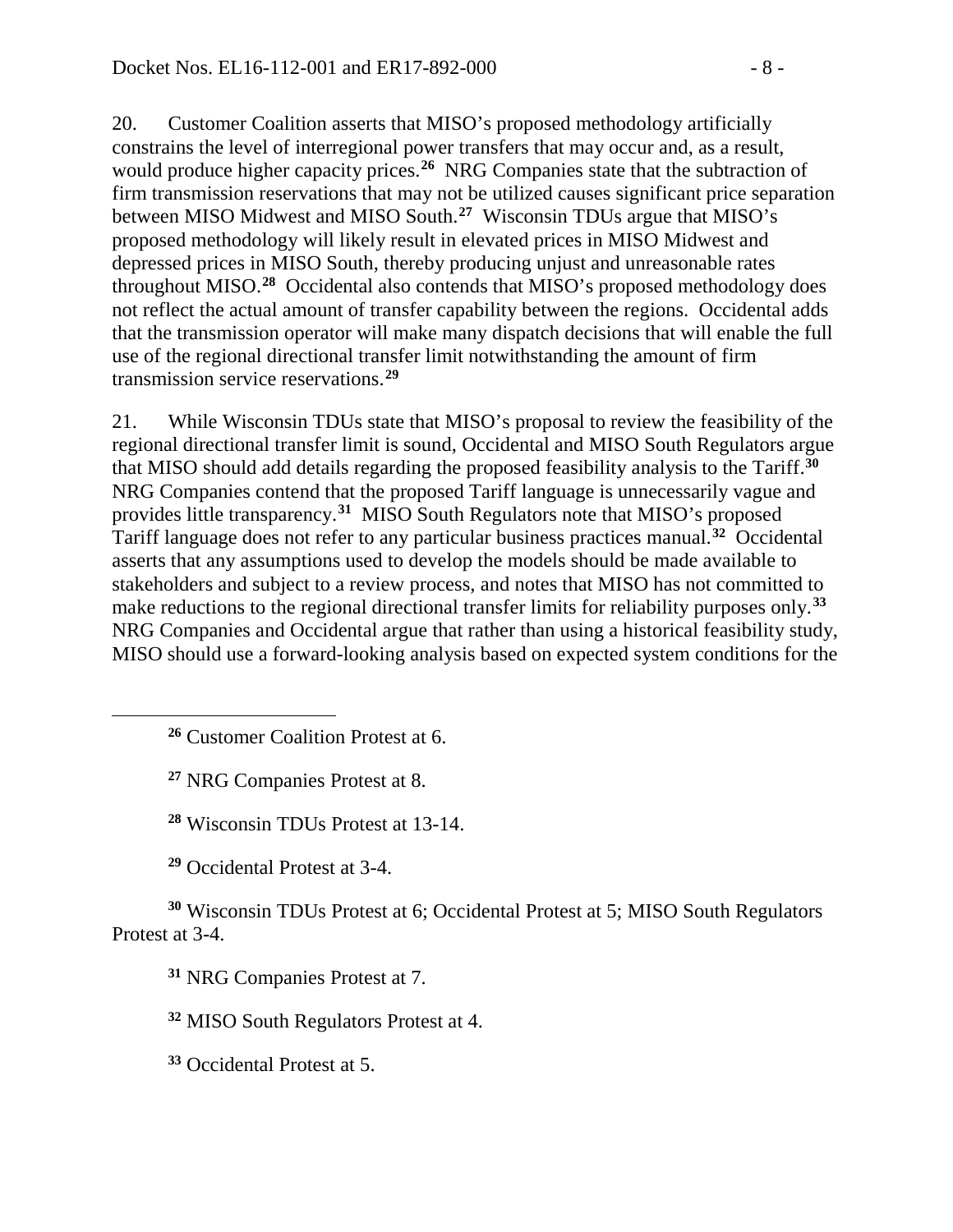20. Customer Coalition asserts that MISO's proposed methodology artificially constrains the level of interregional power transfers that may occur and, as a result, would produce higher capacity prices.[26] NRG Companies state that the subtraction of firm transmission reservations that may not be utilized causes significant price separation between MISO Midwest and MISO South.[27] Wisconsin TDUs argue that MISO's proposed methodology will likely result in elevated prices in MISO Midwest and depressed prices in MISO South, thereby producing unjust and unreasonable rates throughout MISO.[28] Occidental also contends that MISO's proposed methodology does not reflect the actual amount of transfer capability between the regions. Occidental adds that the transmission operator will make many dispatch decisions that will enable the full use of the regional directional transfer limit notwithstanding the amount of firm transmission service reservations.[29]

21. While Wisconsin TDUs state that MISO's proposal to review the feasibility of the regional directional transfer limit is sound, Occidental and MISO South Regulators argue that MISO should add details regarding the proposed feasibility analysis to the Tariff.[30] NRG Companies contend that the proposed Tariff language is unnecessarily vague and provides little transparency.[31] MISO South Regulators note that MISO's proposed Tariff language does not refer to any particular business practices manual.[32] Occidental asserts that any assumptions used to develop the models should be made available to stakeholders and subject to a review process, and notes that MISO has not committed to make reductions to the regional directional transfer limits for reliability purposes only.[33] NRG Companies and Occidental argue that rather than using a historical feasibility study, MISO should use a forward-looking analysis based on expected system conditions for the

[26] Customer Coalition Protest at 6.

[27] NRG Companies Protest at 8.

[28] Wisconsin TDUs Protest at 13-14.

[29] Occidental Protest at 3-4.

[30] Wisconsin TDUs Protest at 6; Occidental Protest at 5; MISO South Regulators Protest at 3-4.

[31] NRG Companies Protest at 7.

[32] MISO South Regulators Protest at 4.

[33] Occidental Protest at 5.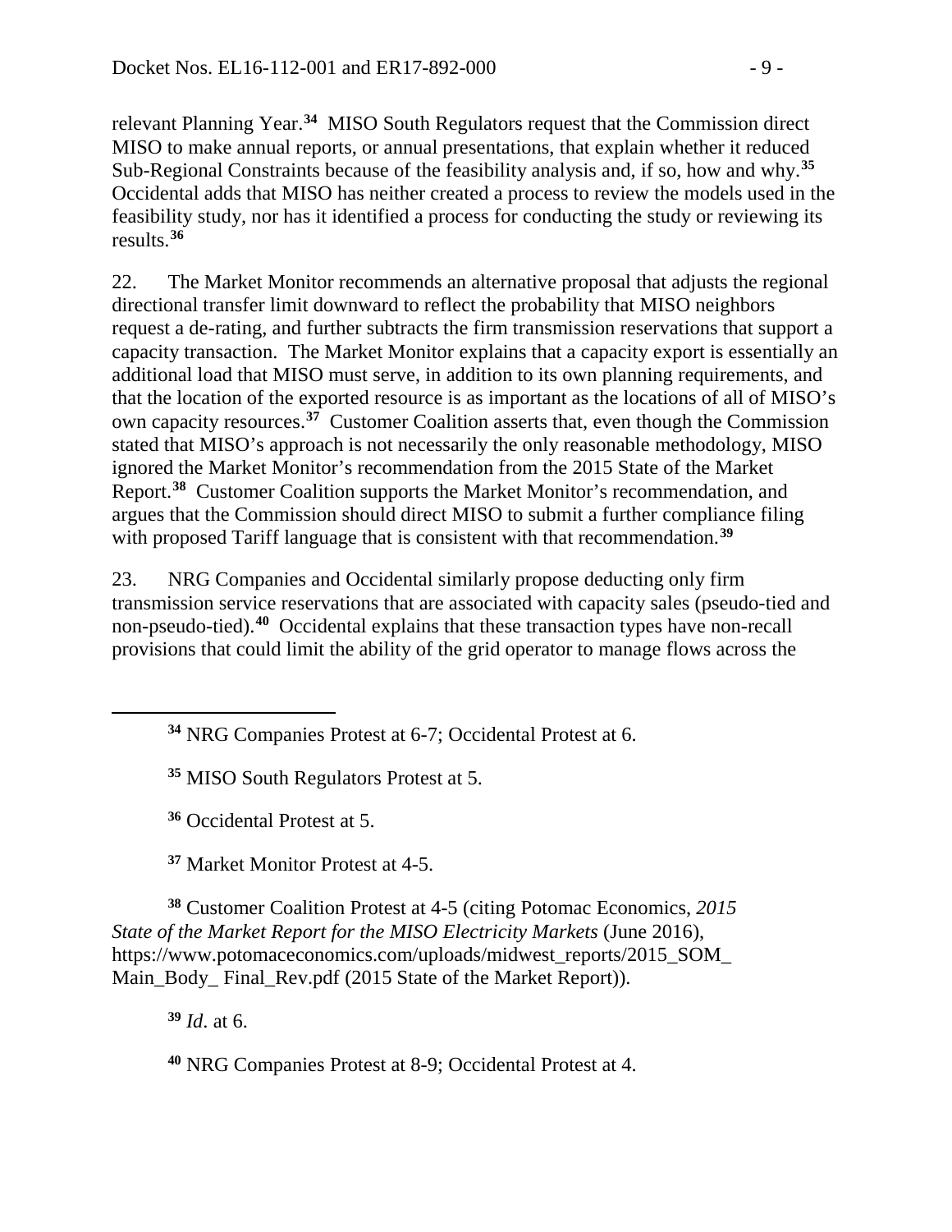relevant Planning Year.[34] MISO South Regulators request that the Commission direct MISO to make annual reports, or annual presentations, that explain whether it reduced Sub-Regional Constraints because of the feasibility analysis and, if so, how and why.[35] Occidental adds that MISO has neither created a process to review the models used in the feasibility study, nor has it identified a process for conducting the study or reviewing its results.[36]

22. The Market Monitor recommends an alternative proposal that adjusts the regional directional transfer limit downward to reflect the probability that MISO neighbors request a de-rating, and further subtracts the firm transmission reservations that support a capacity transaction. The Market Monitor explains that a capacity export is essentially an additional load that MISO must serve, in addition to its own planning requirements, and that the location of the exported resource is as important as the locations of all of MISO's own capacity resources.[37] Customer Coalition asserts that, even though the Commission stated that MISO's approach is not necessarily the only reasonable methodology, MISO ignored the Market Monitor's recommendation from the 2015 State of the Market Report.[38] Customer Coalition supports the Market Monitor's recommendation, and argues that the Commission should direct MISO to submit a further compliance filing with proposed Tariff language that is consistent with that recommendation.[39]

23. NRG Companies and Occidental similarly propose deducting only firm transmission service reservations that are associated with capacity sales (pseudo-tied and non-pseudo-tied).[40] Occidental explains that these transaction types have non-recall provisions that could limit the ability of the grid operator to manage flows across the

---

[34] NRG Companies Protest at 6-7; Occidental Protest at 6.

[35] MISO South Regulators Protest at 5.

[36] Occidental Protest at 5.

[37] Market Monitor Protest at 4-5.

[38] Customer Coalition Protest at 4-5 (citing Potomac Economics, *2015 State of the Market Report for the MISO Electricity Markets* (June 2016), https://www.potomaceconomics.com/uploads/midwest_reports/2015_SOM_Main_Body_ Final_Rev.pdf (2015 State of the Market Report)).

[39] *Id*. at 6.

[40] NRG Companies Protest at 8-9; Occidental Protest at 4.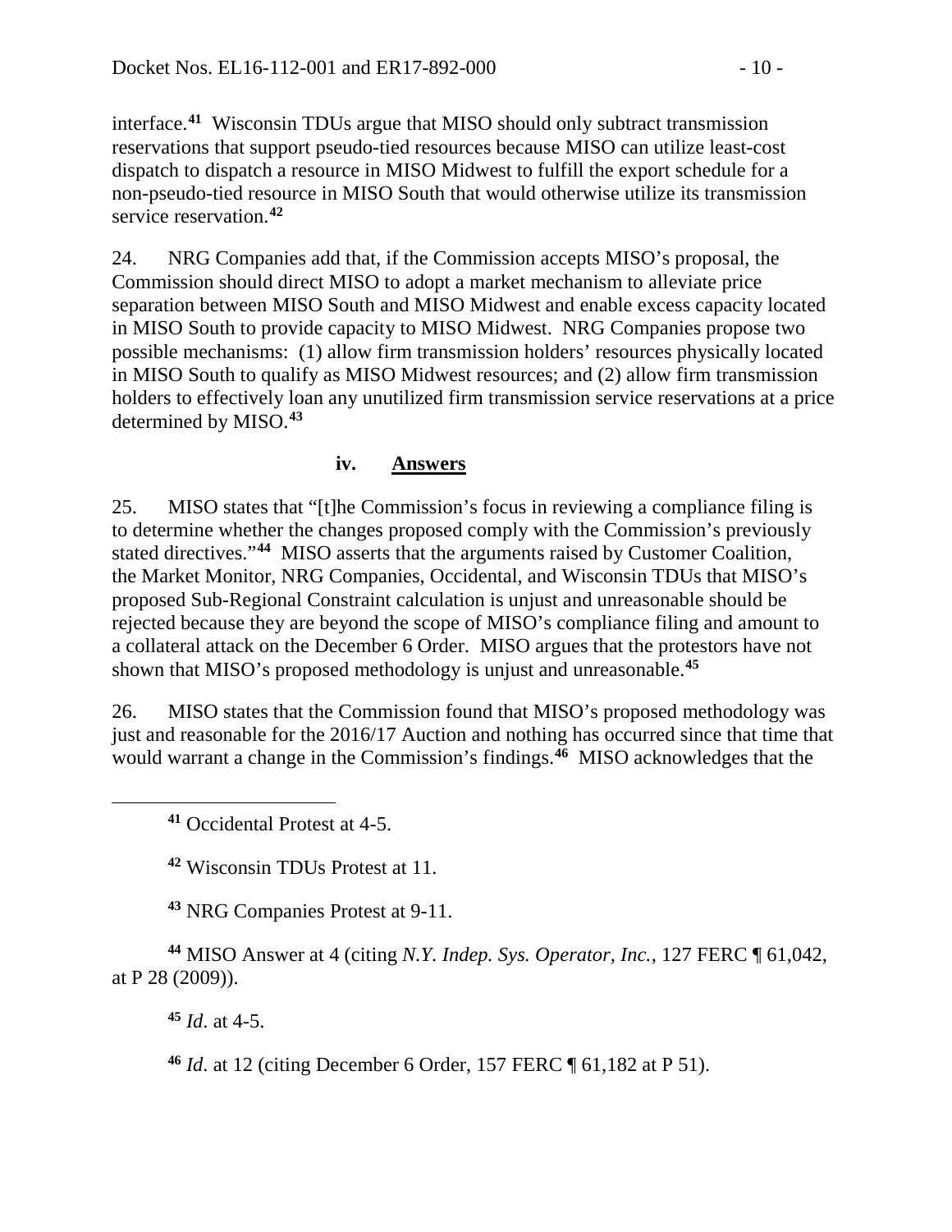interface.[41] Wisconsin TDUs argue that MISO should only subtract transmission reservations that support pseudo-tied resources because MISO can utilize least-cost dispatch to dispatch a resource in MISO Midwest to fulfill the export schedule for a non-pseudo-tied resource in MISO South that would otherwise utilize its transmission service reservation.[42]

24. NRG Companies add that, if the Commission accepts MISO's proposal, the Commission should direct MISO to adopt a market mechanism to alleviate price separation between MISO South and MISO Midwest and enable excess capacity located in MISO South to provide capacity to MISO Midwest. NRG Companies propose two possible mechanisms: (1) allow firm transmission holders' resources physically located in MISO South to qualify as MISO Midwest resources; and (2) allow firm transmission holders to effectively loan any unutilized firm transmission service reservations at a price determined by MISO.[43]

### iv. Answers

25. MISO states that "[t]he Commission's focus in reviewing a compliance filing is to determine whether the changes proposed comply with the Commission's previously stated directives."[44] MISO asserts that the arguments raised by Customer Coalition, the Market Monitor, NRG Companies, Occidental, and Wisconsin TDUs that MISO's proposed Sub-Regional Constraint calculation is unjust and unreasonable should be rejected because they are beyond the scope of MISO's compliance filing and amount to a collateral attack on the December 6 Order. MISO argues that the protestors have not shown that MISO's proposed methodology is unjust and unreasonable.[45]

26. MISO states that the Commission found that MISO's proposed methodology was just and reasonable for the 2016/17 Auction and nothing has occurred since that time that would warrant a change in the Commission's findings.[46] MISO acknowledges that the

---

[41] Occidental Protest at 4-5.

[42] Wisconsin TDUs Protest at 11.

[43] NRG Companies Protest at 9-11.

[44] MISO Answer at 4 (citing *N.Y. Indep. Sys. Operator, Inc.*, 127 FERC ¶ 61,042, at P 28 (2009)).

[45] *Id*. at 4-5.

[46] *Id*. at 12 (citing December 6 Order, 157 FERC ¶ 61,182 at P 51).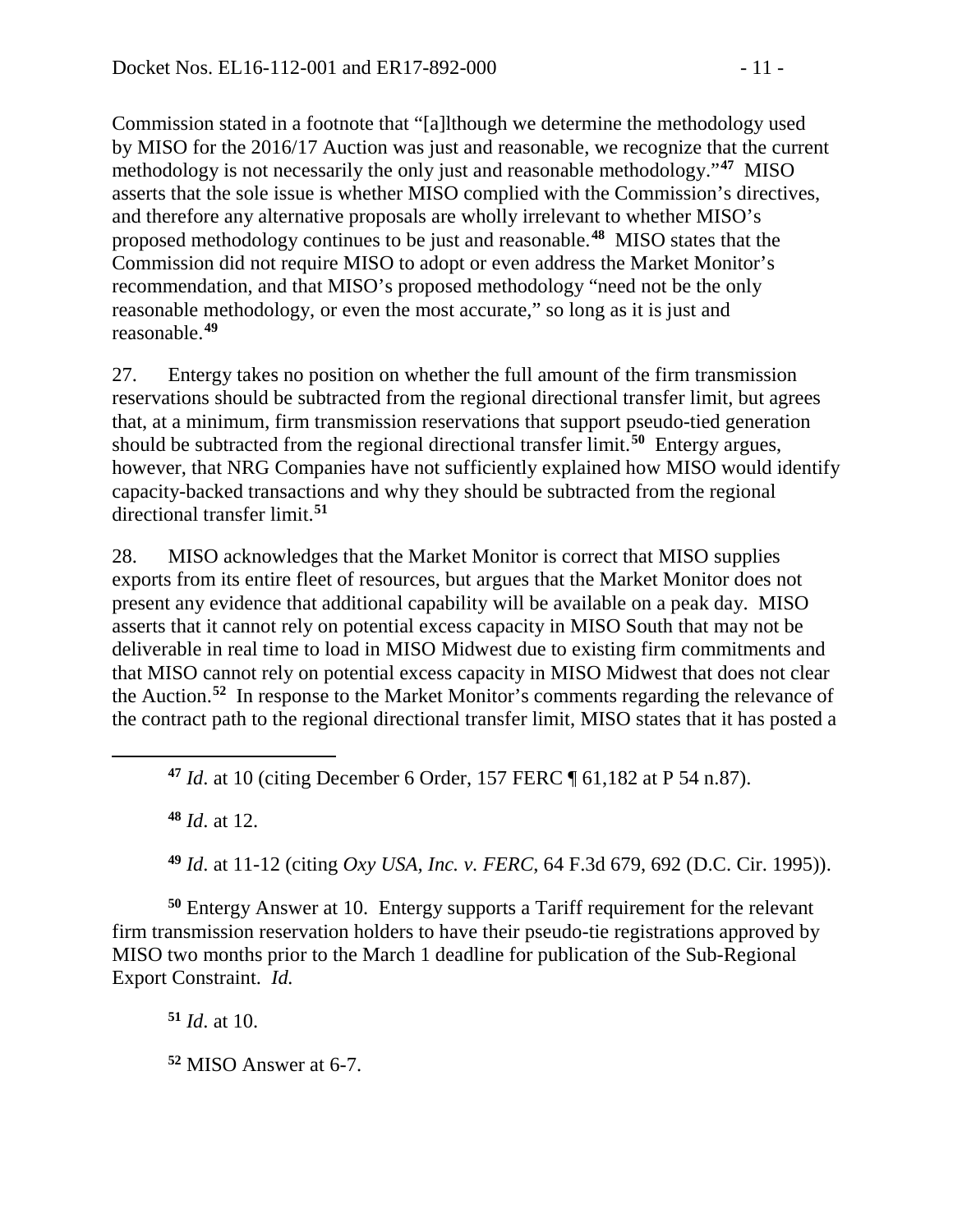Commission stated in a footnote that "[a]lthough we determine the methodology used by MISO for the 2016/17 Auction was just and reasonable, we recognize that the current methodology is not necessarily the only just and reasonable methodology."[47] MISO asserts that the sole issue is whether MISO complied with the Commission's directives, and therefore any alternative proposals are wholly irrelevant to whether MISO's proposed methodology continues to be just and reasonable.[48] MISO states that the Commission did not require MISO to adopt or even address the Market Monitor's recommendation, and that MISO's proposed methodology "need not be the only reasonable methodology, or even the most accurate," so long as it is just and reasonable.[49]

27. Entergy takes no position on whether the full amount of the firm transmission reservations should be subtracted from the regional directional transfer limit, but agrees that, at a minimum, firm transmission reservations that support pseudo-tied generation should be subtracted from the regional directional transfer limit.[50] Entergy argues, however, that NRG Companies have not sufficiently explained how MISO would identify capacity-backed transactions and why they should be subtracted from the regional directional transfer limit.[51]

28. MISO acknowledges that the Market Monitor is correct that MISO supplies exports from its entire fleet of resources, but argues that the Market Monitor does not present any evidence that additional capability will be available on a peak day. MISO asserts that it cannot rely on potential excess capacity in MISO South that may not be deliverable in real time to load in MISO Midwest due to existing firm commitments and that MISO cannot rely on potential excess capacity in MISO Midwest that does not clear the Auction.[52] In response to the Market Monitor's comments regarding the relevance of the contract path to the regional directional transfer limit, MISO states that it has posted a

---

[47] *Id*. at 10 (citing December 6 Order, 157 FERC ¶ 61,182 at P 54 n.87).

[48] *Id*. at 12.

[49] *Id*. at 11-12 (citing *Oxy USA, Inc. v. FERC*, 64 F.3d 679, 692 (D.C. Cir. 1995)).

[50] Entergy Answer at 10. Entergy supports a Tariff requirement for the relevant firm transmission reservation holders to have their pseudo-tie registrations approved by MISO two months prior to the March 1 deadline for publication of the Sub-Regional Export Constraint. *Id.*

[51] *Id*. at 10.

[52] MISO Answer at 6-7.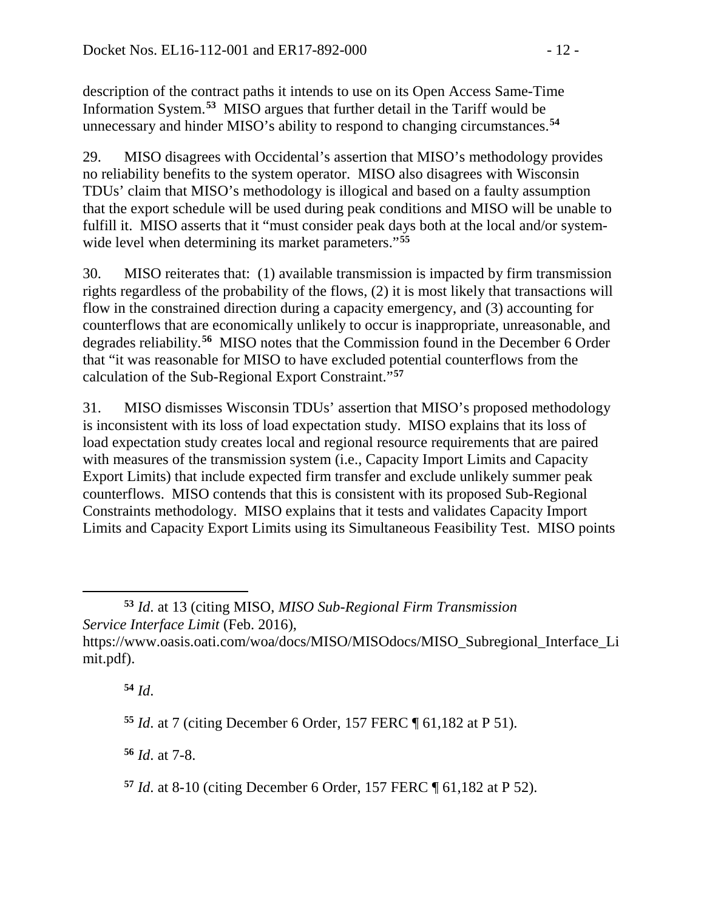description of the contract paths it intends to use on its Open Access Same-Time Information System.[53] MISO argues that further detail in the Tariff would be unnecessary and hinder MISO's ability to respond to changing circumstances.[54]

29. MISO disagrees with Occidental's assertion that MISO's methodology provides no reliability benefits to the system operator. MISO also disagrees with Wisconsin TDUs' claim that MISO's methodology is illogical and based on a faulty assumption that the export schedule will be used during peak conditions and MISO will be unable to fulfill it. MISO asserts that it "must consider peak days both at the local and/or system-wide level when determining its market parameters."[55]

30. MISO reiterates that: (1) available transmission is impacted by firm transmission rights regardless of the probability of the flows, (2) it is most likely that transactions will flow in the constrained direction during a capacity emergency, and (3) accounting for counterflows that are economically unlikely to occur is inappropriate, unreasonable, and degrades reliability.[56] MISO notes that the Commission found in the December 6 Order that "it was reasonable for MISO to have excluded potential counterflows from the calculation of the Sub-Regional Export Constraint."[57]

31. MISO dismisses Wisconsin TDUs' assertion that MISO's proposed methodology is inconsistent with its loss of load expectation study. MISO explains that its loss of load expectation study creates local and regional resource requirements that are paired with measures of the transmission system (i.e., Capacity Import Limits and Capacity Export Limits) that include expected firm transfer and exclude unlikely summer peak counterflows. MISO contends that this is consistent with its proposed Sub-Regional Constraints methodology. MISO explains that it tests and validates Capacity Import Limits and Capacity Export Limits using its Simultaneous Feasibility Test. MISO points

---

[53] *Id*. at 13 (citing MISO, *MISO Sub-Regional Firm Transmission Service Interface Limit* (Feb. 2016), https://www.oasis.oati.com/woa/docs/MISO/MISOdocs/MISO_Subregional_Interface_Limit.pdf).

[54] *Id*.

[55] *Id*. at 7 (citing December 6 Order, 157 FERC ¶ 61,182 at P 51).

[56] *Id*. at 7-8.

[57] *Id*. at 8-10 (citing December 6 Order, 157 FERC ¶ 61,182 at P 52).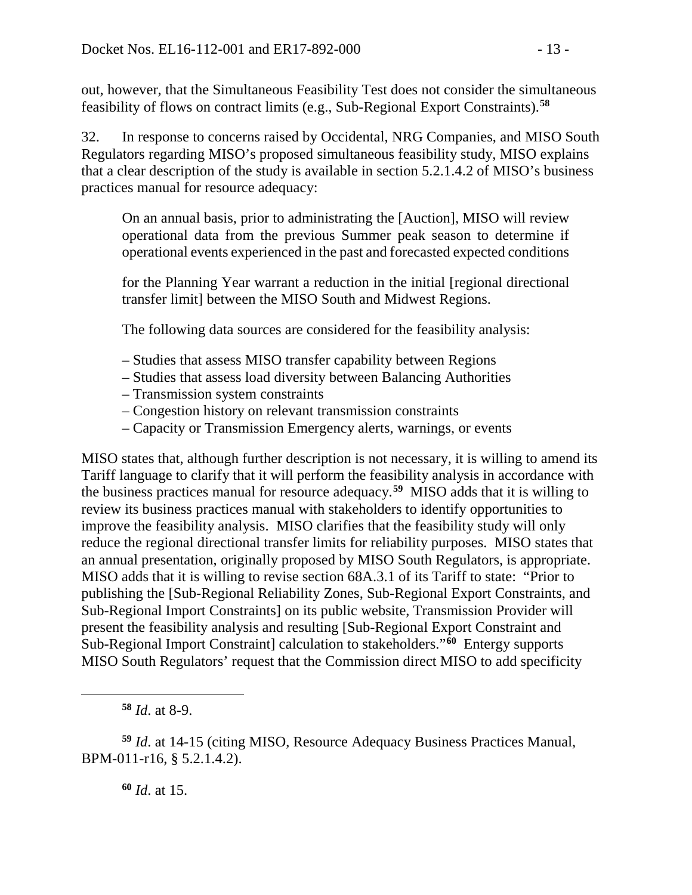out, however, that the Simultaneous Feasibility Test does not consider the simultaneous feasibility of flows on contract limits (e.g., Sub-Regional Export Constraints).[58]

32. In response to concerns raised by Occidental, NRG Companies, and MISO South Regulators regarding MISO's proposed simultaneous feasibility study, MISO explains that a clear description of the study is available in section 5.2.1.4.2 of MISO's business practices manual for resource adequacy:

> On an annual basis, prior to administrating the [Auction], MISO will review operational data from the previous Summer peak season to determine if operational events experienced in the past and forecasted expected conditions
>
> for the Planning Year warrant a reduction in the initial [regional directional transfer limit] between the MISO South and Midwest Regions.
>
> The following data sources are considered for the feasibility analysis:
>
> – Studies that assess MISO transfer capability between Regions
> – Studies that assess load diversity between Balancing Authorities
> – Transmission system constraints
> – Congestion history on relevant transmission constraints
> – Capacity or Transmission Emergency alerts, warnings, or events

MISO states that, although further description is not necessary, it is willing to amend its Tariff language to clarify that it will perform the feasibility analysis in accordance with the business practices manual for resource adequacy.[59] MISO adds that it is willing to review its business practices manual with stakeholders to identify opportunities to improve the feasibility analysis. MISO clarifies that the feasibility study will only reduce the regional directional transfer limits for reliability purposes. MISO states that an annual presentation, originally proposed by MISO South Regulators, is appropriate. MISO adds that it is willing to revise section 68A.3.1 of its Tariff to state: "Prior to publishing the [Sub-Regional Reliability Zones, Sub-Regional Export Constraints, and Sub-Regional Import Constraints] on its public website, Transmission Provider will present the feasibility analysis and resulting [Sub-Regional Export Constraint and Sub-Regional Import Constraint] calculation to stakeholders."[60] Entergy supports MISO South Regulators' request that the Commission direct MISO to add specificity

---

[58] *Id*. at 8-9.

[59] *Id*. at 14-15 (citing MISO, Resource Adequacy Business Practices Manual, BPM-011-r16, § 5.2.1.4.2).

[60] *Id*. at 15.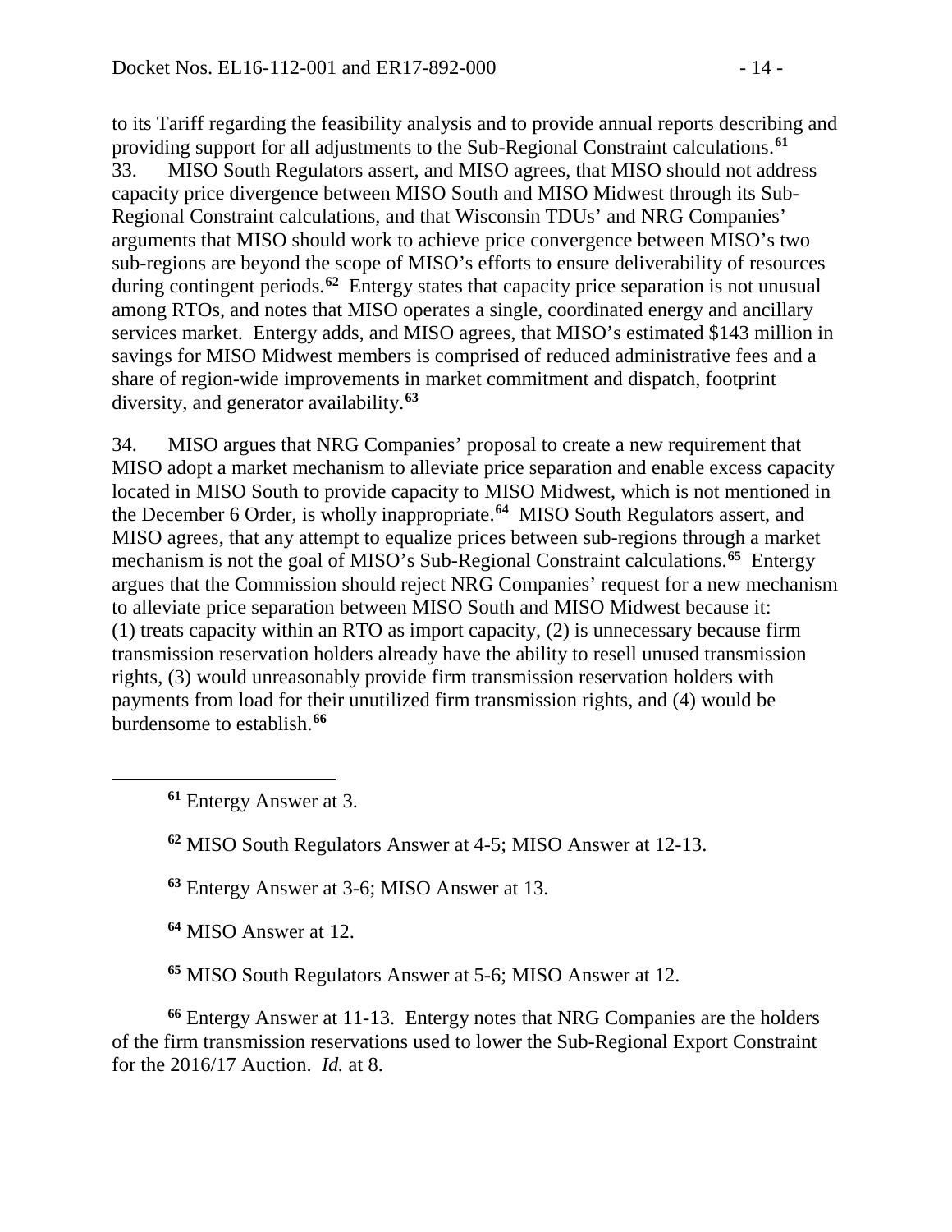to its Tariff regarding the feasibility analysis and to provide annual reports describing and providing support for all adjustments to the Sub-Regional Constraint calculations.[61]

33. MISO South Regulators assert, and MISO agrees, that MISO should not address capacity price divergence between MISO South and MISO Midwest through its Sub-Regional Constraint calculations, and that Wisconsin TDUs' and NRG Companies' arguments that MISO should work to achieve price convergence between MISO's two sub-regions are beyond the scope of MISO's efforts to ensure deliverability of resources during contingent periods.[62] Entergy states that capacity price separation is not unusual among RTOs, and notes that MISO operates a single, coordinated energy and ancillary services market. Entergy adds, and MISO agrees, that MISO's estimated $143 million in savings for MISO Midwest members is comprised of reduced administrative fees and a share of region-wide improvements in market commitment and dispatch, footprint diversity, and generator availability.[63]

34. MISO argues that NRG Companies' proposal to create a new requirement that MISO adopt a market mechanism to alleviate price separation and enable excess capacity located in MISO South to provide capacity to MISO Midwest, which is not mentioned in the December 6 Order, is wholly inappropriate.[64] MISO South Regulators assert, and MISO agrees, that any attempt to equalize prices between sub-regions through a market mechanism is not the goal of MISO's Sub-Regional Constraint calculations.[65] Entergy argues that the Commission should reject NRG Companies' request for a new mechanism to alleviate price separation between MISO South and MISO Midwest because it: (1) treats capacity within an RTO as import capacity, (2) is unnecessary because firm transmission reservation holders already have the ability to resell unused transmission rights, (3) would unreasonably provide firm transmission reservation holders with payments from load for their unutilized firm transmission rights, and (4) would be burdensome to establish.[66]

---

[61] Entergy Answer at 3.

[62] MISO South Regulators Answer at 4-5; MISO Answer at 12-13.

[63] Entergy Answer at 3-6; MISO Answer at 13.

[64] MISO Answer at 12.

[65] MISO South Regulators Answer at 5-6; MISO Answer at 12.

[66] Entergy Answer at 11-13. Entergy notes that NRG Companies are the holders of the firm transmission reservations used to lower the Sub-Regional Export Constraint for the 2016/17 Auction. *Id.* at 8.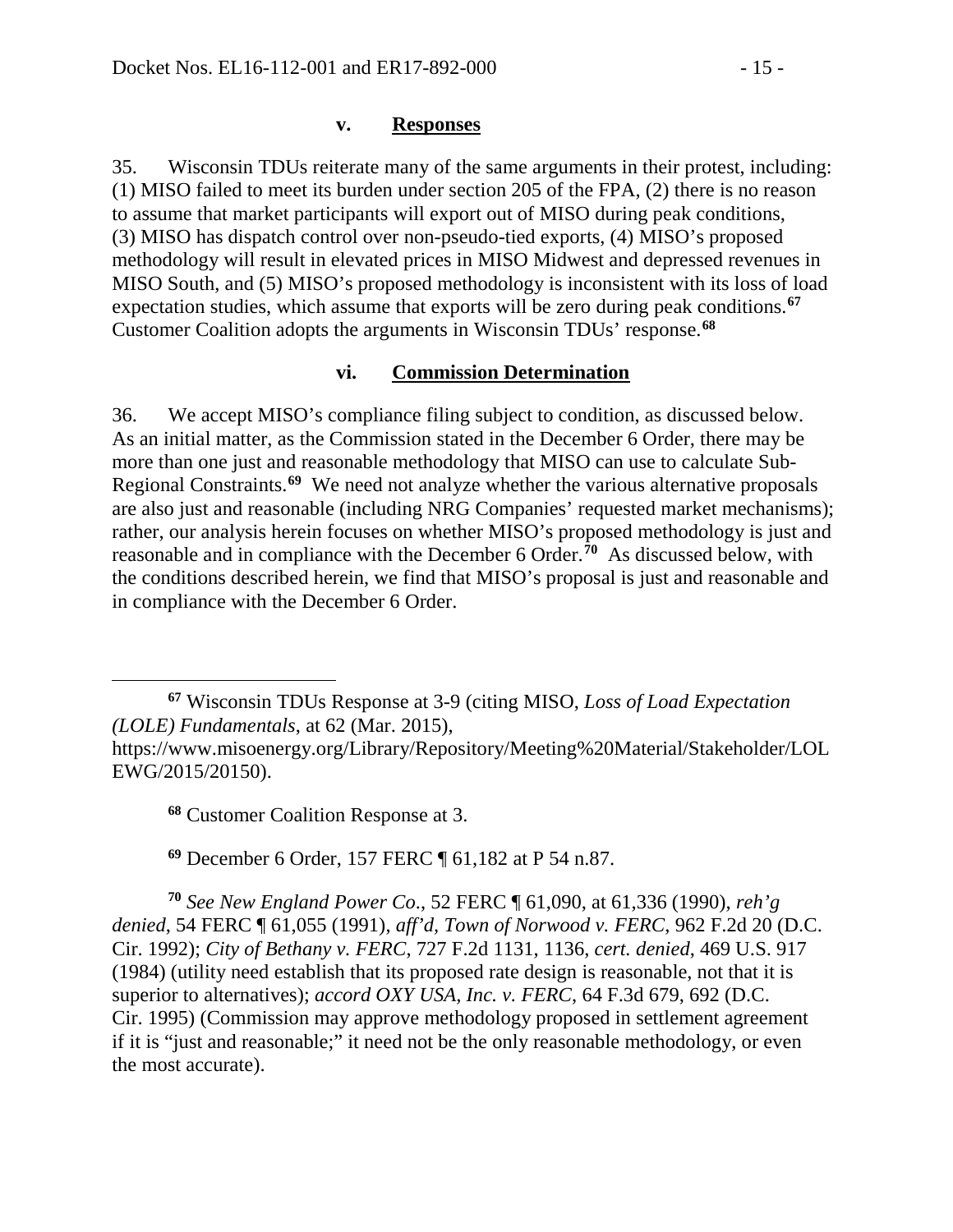#### v. Responses

35. Wisconsin TDUs reiterate many of the same arguments in their protest, including: (1) MISO failed to meet its burden under section 205 of the FPA, (2) there is no reason to assume that market participants will export out of MISO during peak conditions, (3) MISO has dispatch control over non-pseudo-tied exports, (4) MISO's proposed methodology will result in elevated prices in MISO Midwest and depressed revenues in MISO South, and (5) MISO's proposed methodology is inconsistent with its loss of load expectation studies, which assume that exports will be zero during peak conditions.[67] Customer Coalition adopts the arguments in Wisconsin TDUs' response.[68]

#### vi. Commission Determination

36. We accept MISO's compliance filing subject to condition, as discussed below. As an initial matter, as the Commission stated in the December 6 Order, there may be more than one just and reasonable methodology that MISO can use to calculate Sub-Regional Constraints.[69] We need not analyze whether the various alternative proposals are also just and reasonable (including NRG Companies' requested market mechanisms); rather, our analysis herein focuses on whether MISO's proposed methodology is just and reasonable and in compliance with the December 6 Order.[70] As discussed below, with the conditions described herein, we find that MISO's proposal is just and reasonable and in compliance with the December 6 Order.

---

[67] Wisconsin TDUs Response at 3-9 (citing MISO, *Loss of Load Expectation (LOLE) Fundamentals*, at 62 (Mar. 2015), https://www.misoenergy.org/Library/Repository/Meeting%20Material/Stakeholder/LOLEWG/2015/20150).

[68] Customer Coalition Response at 3.

[69] December 6 Order, 157 FERC ¶ 61,182 at P 54 n.87.

[70] *See New England Power Co*., 52 FERC ¶ 61,090, at 61,336 (1990), *reh'g denied*, 54 FERC ¶ 61,055 (1991), *aff'd*, *Town of Norwood v. FERC*, 962 F.2d 20 (D.C. Cir. 1992); *City of Bethany v. FERC*, 727 F.2d 1131, 1136, *cert. denied*, 469 U.S. 917 (1984) (utility need establish that its proposed rate design is reasonable, not that it is superior to alternatives); *accord OXY USA, Inc. v. FERC*, 64 F.3d 679, 692 (D.C. Cir. 1995) (Commission may approve methodology proposed in settlement agreement if it is "just and reasonable;" it need not be the only reasonable methodology, or even the most accurate).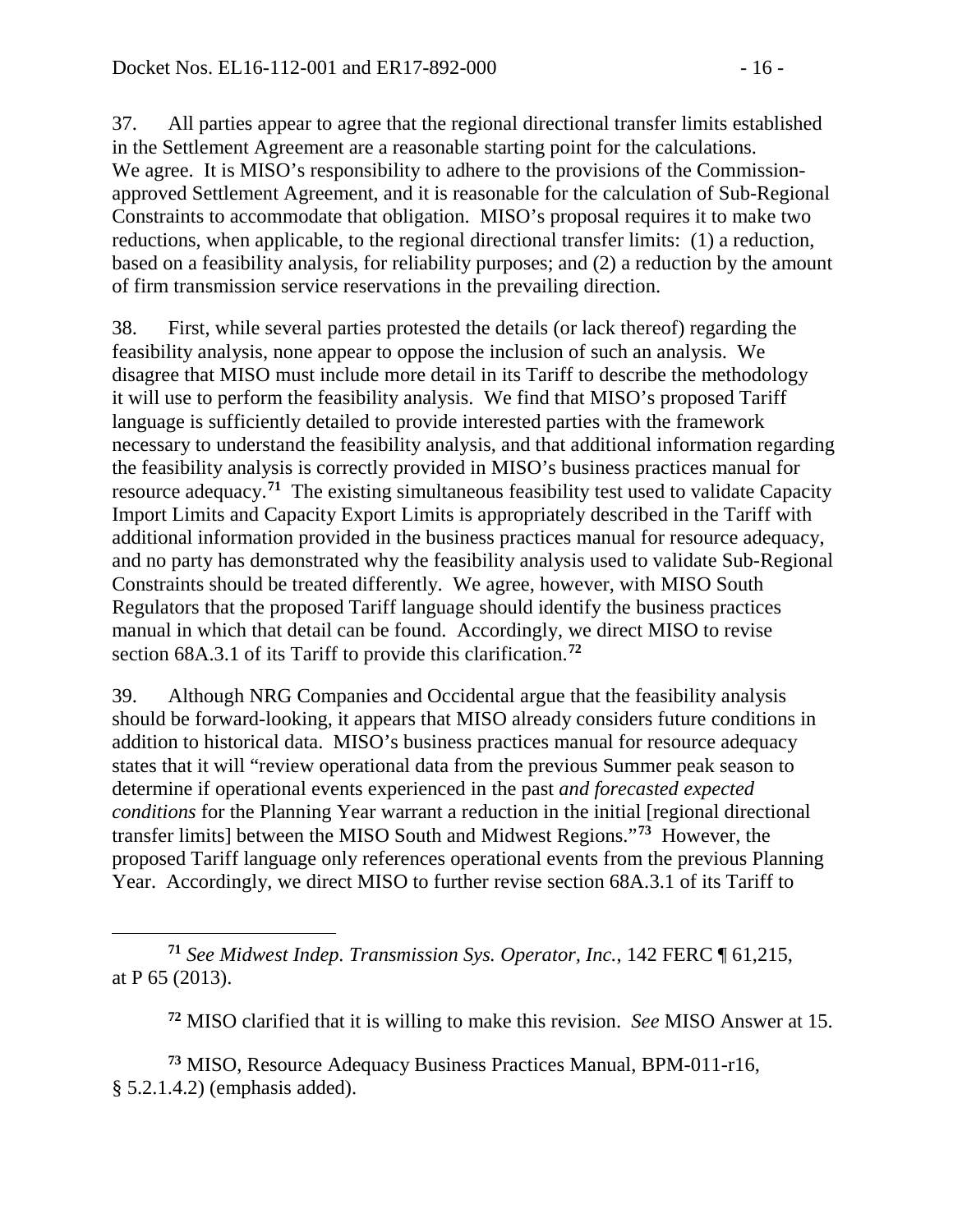37. All parties appear to agree that the regional directional transfer limits established in the Settlement Agreement are a reasonable starting point for the calculations. We agree. It is MISO's responsibility to adhere to the provisions of the Commission-approved Settlement Agreement, and it is reasonable for the calculation of Sub-Regional Constraints to accommodate that obligation. MISO's proposal requires it to make two reductions, when applicable, to the regional directional transfer limits: (1) a reduction, based on a feasibility analysis, for reliability purposes; and (2) a reduction by the amount of firm transmission service reservations in the prevailing direction.

38. First, while several parties protested the details (or lack thereof) regarding the feasibility analysis, none appear to oppose the inclusion of such an analysis. We disagree that MISO must include more detail in its Tariff to describe the methodology it will use to perform the feasibility analysis. We find that MISO's proposed Tariff language is sufficiently detailed to provide interested parties with the framework necessary to understand the feasibility analysis, and that additional information regarding the feasibility analysis is correctly provided in MISO's business practices manual for resource adequacy.[71] The existing simultaneous feasibility test used to validate Capacity Import Limits and Capacity Export Limits is appropriately described in the Tariff with additional information provided in the business practices manual for resource adequacy, and no party has demonstrated why the feasibility analysis used to validate Sub-Regional Constraints should be treated differently. We agree, however, with MISO South Regulators that the proposed Tariff language should identify the business practices manual in which that detail can be found. Accordingly, we direct MISO to revise section 68A.3.1 of its Tariff to provide this clarification.[72]

39. Although NRG Companies and Occidental argue that the feasibility analysis should be forward-looking, it appears that MISO already considers future conditions in addition to historical data. MISO's business practices manual for resource adequacy states that it will "review operational data from the previous Summer peak season to determine if operational events experienced in the past *and forecasted expected conditions* for the Planning Year warrant a reduction in the initial [regional directional transfer limits] between the MISO South and Midwest Regions."[73] However, the proposed Tariff language only references operational events from the previous Planning Year. Accordingly, we direct MISO to further revise section 68A.3.1 of its Tariff to

---

[71] *See Midwest Indep. Transmission Sys. Operator, Inc.*, 142 FERC ¶ 61,215, at P 65 (2013).

[72] MISO clarified that it is willing to make this revision. *See* MISO Answer at 15.

[73] MISO, Resource Adequacy Business Practices Manual, BPM-011-r16, § 5.2.1.4.2) (emphasis added).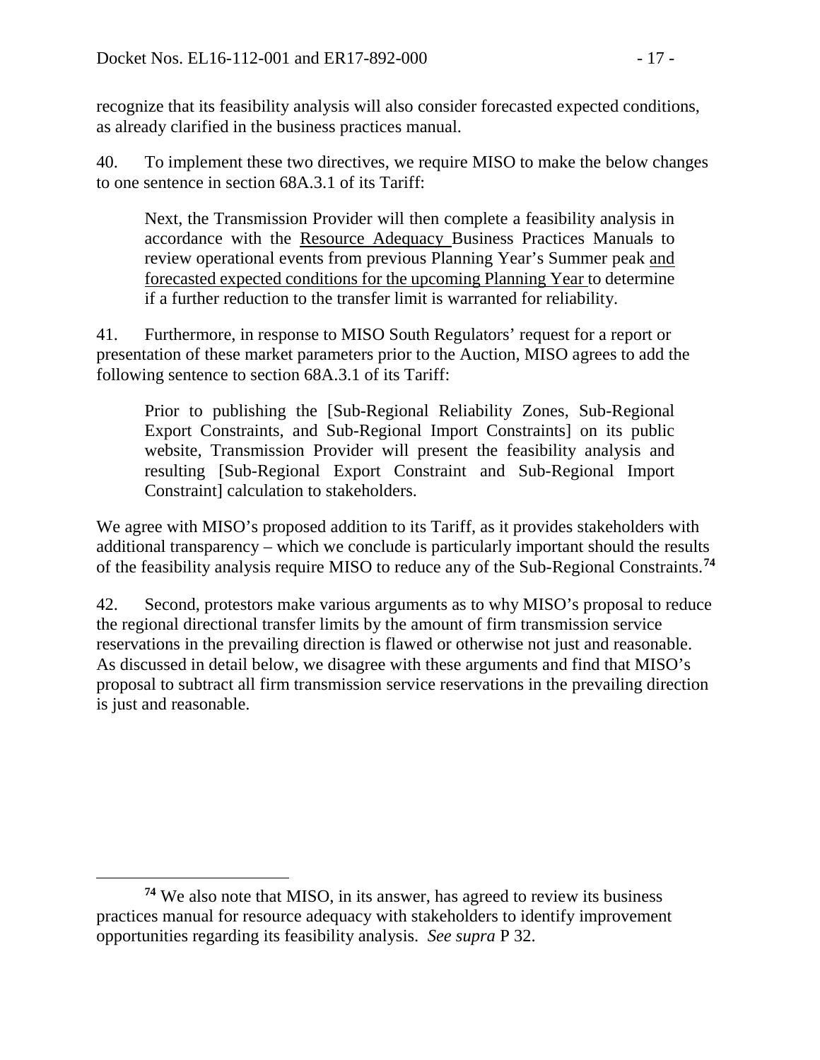recognize that its feasibility analysis will also consider forecasted expected conditions, as already clarified in the business practices manual.

40. To implement these two directives, we require MISO to make the below changes to one sentence in section 68A.3.1 of its Tariff:

> Next, the Transmission Provider will then complete a feasibility analysis in accordance with the <u>Resource Adequacy</u> Business Practices Manual~~s~~ to review operational events from previous Planning Year's Summer peak <u>and forecasted expected conditions for the upcoming Planning Year</u> to determine if a further reduction to the transfer limit is warranted for reliability.

41. Furthermore, in response to MISO South Regulators' request for a report or presentation of these market parameters prior to the Auction, MISO agrees to add the following sentence to section 68A.3.1 of its Tariff:

> Prior to publishing the [Sub-Regional Reliability Zones, Sub-Regional Export Constraints, and Sub-Regional Import Constraints] on its public website, Transmission Provider will present the feasibility analysis and resulting [Sub-Regional Export Constraint and Sub-Regional Import Constraint] calculation to stakeholders.

We agree with MISO's proposed addition to its Tariff, as it provides stakeholders with additional transparency – which we conclude is particularly important should the results of the feasibility analysis require MISO to reduce any of the Sub-Regional Constraints.[74]

42. Second, protestors make various arguments as to why MISO's proposal to reduce the regional directional transfer limits by the amount of firm transmission service reservations in the prevailing direction is flawed or otherwise not just and reasonable. As discussed in detail below, we disagree with these arguments and find that MISO's proposal to subtract all firm transmission service reservations in the prevailing direction is just and reasonable.

---

[74] We also note that MISO, in its answer, has agreed to review its business practices manual for resource adequacy with stakeholders to identify improvement opportunities regarding its feasibility analysis. *See supra* P 32.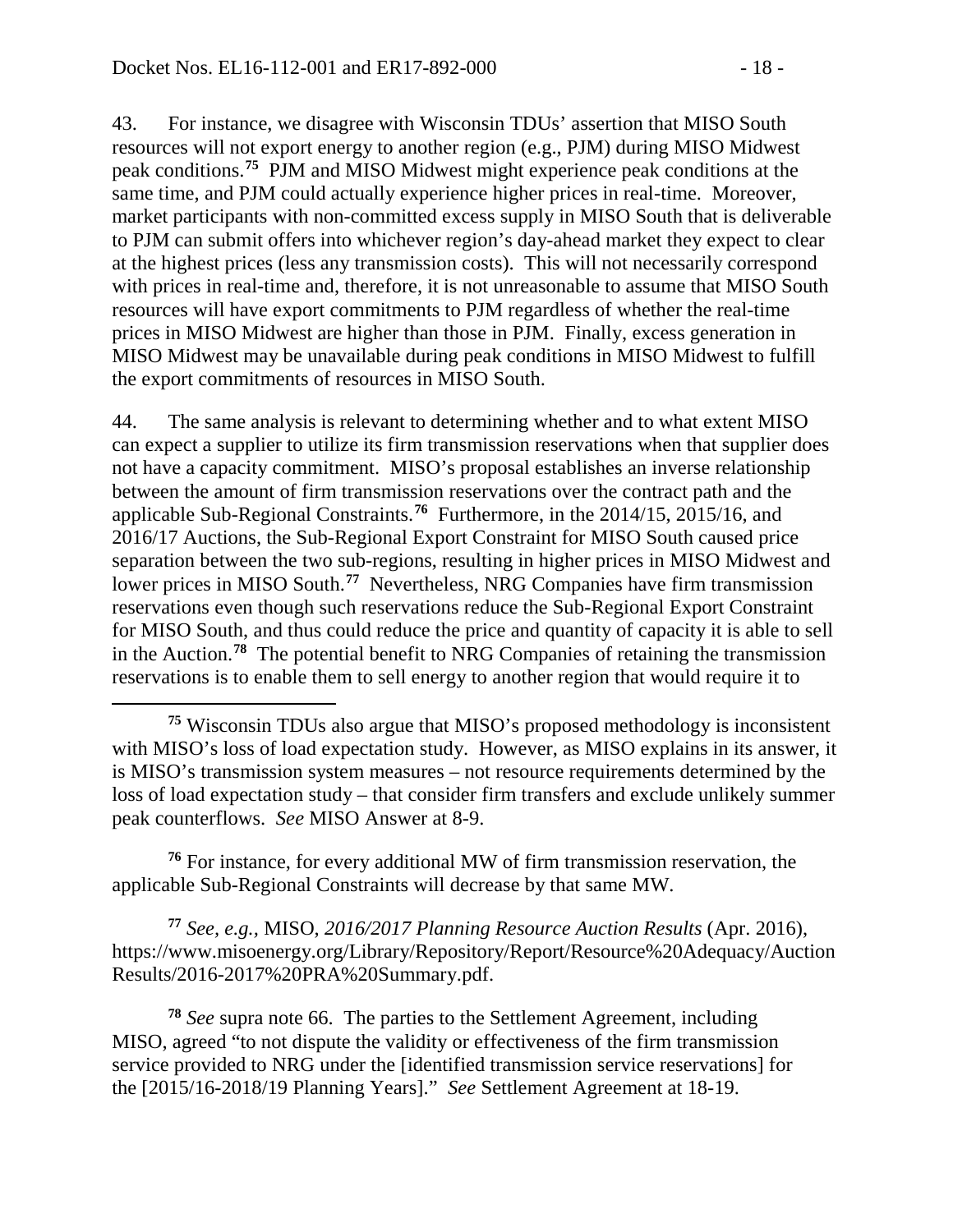43. For instance, we disagree with Wisconsin TDUs' assertion that MISO South resources will not export energy to another region (e.g., PJM) during MISO Midwest peak conditions.[75] PJM and MISO Midwest might experience peak conditions at the same time, and PJM could actually experience higher prices in real-time. Moreover, market participants with non-committed excess supply in MISO South that is deliverable to PJM can submit offers into whichever region's day-ahead market they expect to clear at the highest prices (less any transmission costs). This will not necessarily correspond with prices in real-time and, therefore, it is not unreasonable to assume that MISO South resources will have export commitments to PJM regardless of whether the real-time prices in MISO Midwest are higher than those in PJM. Finally, excess generation in MISO Midwest may be unavailable during peak conditions in MISO Midwest to fulfill the export commitments of resources in MISO South.

44. The same analysis is relevant to determining whether and to what extent MISO can expect a supplier to utilize its firm transmission reservations when that supplier does not have a capacity commitment. MISO's proposal establishes an inverse relationship between the amount of firm transmission reservations over the contract path and the applicable Sub-Regional Constraints.[76] Furthermore, in the 2014/15, 2015/16, and 2016/17 Auctions, the Sub-Regional Export Constraint for MISO South caused price separation between the two sub-regions, resulting in higher prices in MISO Midwest and lower prices in MISO South.[77] Nevertheless, NRG Companies have firm transmission reservations even though such reservations reduce the Sub-Regional Export Constraint for MISO South, and thus could reduce the price and quantity of capacity it is able to sell in the Auction.[78] The potential benefit to NRG Companies of retaining the transmission reservations is to enable them to sell energy to another region that would require it to

---

[75] Wisconsin TDUs also argue that MISO's proposed methodology is inconsistent with MISO's loss of load expectation study. However, as MISO explains in its answer, it is MISO's transmission system measures – not resource requirements determined by the loss of load expectation study – that consider firm transfers and exclude unlikely summer peak counterflows. *See* MISO Answer at 8-9.

[76] For instance, for every additional MW of firm transmission reservation, the applicable Sub-Regional Constraints will decrease by that same MW.

[77] *See, e.g.,* MISO, *2016/2017 Planning Resource Auction Results* (Apr. 2016), https://www.misoenergy.org/Library/Repository/Report/Resource%20Adequacy/AuctionResults/2016-2017%20PRA%20Summary.pdf.

[78] *See* supra note 66. The parties to the Settlement Agreement, including MISO, agreed "to not dispute the validity or effectiveness of the firm transmission service provided to NRG under the [identified transmission service reservations] for the [2015/16-2018/19 Planning Years]." *See* Settlement Agreement at 18-19.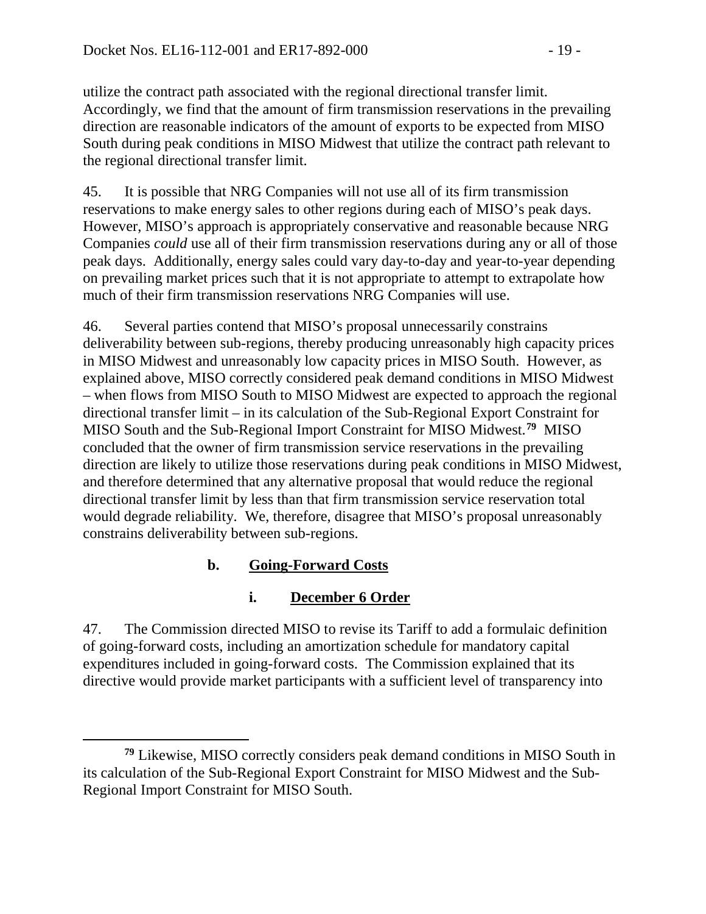utilize the contract path associated with the regional directional transfer limit. Accordingly, we find that the amount of firm transmission reservations in the prevailing direction are reasonable indicators of the amount of exports to be expected from MISO South during peak conditions in MISO Midwest that utilize the contract path relevant to the regional directional transfer limit.

45. It is possible that NRG Companies will not use all of its firm transmission reservations to make energy sales to other regions during each of MISO's peak days. However, MISO's approach is appropriately conservative and reasonable because NRG Companies *could* use all of their firm transmission reservations during any or all of those peak days. Additionally, energy sales could vary day-to-day and year-to-year depending on prevailing market prices such that it is not appropriate to attempt to extrapolate how much of their firm transmission reservations NRG Companies will use.

46. Several parties contend that MISO's proposal unnecessarily constrains deliverability between sub-regions, thereby producing unreasonably high capacity prices in MISO Midwest and unreasonably low capacity prices in MISO South. However, as explained above, MISO correctly considered peak demand conditions in MISO Midwest – when flows from MISO South to MISO Midwest are expected to approach the regional directional transfer limit – in its calculation of the Sub-Regional Export Constraint for MISO South and the Sub-Regional Import Constraint for MISO Midwest.[79] MISO concluded that the owner of firm transmission service reservations in the prevailing direction are likely to utilize those reservations during peak conditions in MISO Midwest, and therefore determined that any alternative proposal that would reduce the regional directional transfer limit by less than that firm transmission service reservation total would degrade reliability. We, therefore, disagree that MISO's proposal unreasonably constrains deliverability between sub-regions.

### b. Going-Forward Costs

#### i. December 6 Order

47. The Commission directed MISO to revise its Tariff to add a formulaic definition of going-forward costs, including an amortization schedule for mandatory capital expenditures included in going-forward costs. The Commission explained that its directive would provide market participants with a sufficient level of transparency into

[79] Likewise, MISO correctly considers peak demand conditions in MISO South in its calculation of the Sub-Regional Export Constraint for MISO Midwest and the Sub-Regional Import Constraint for MISO South.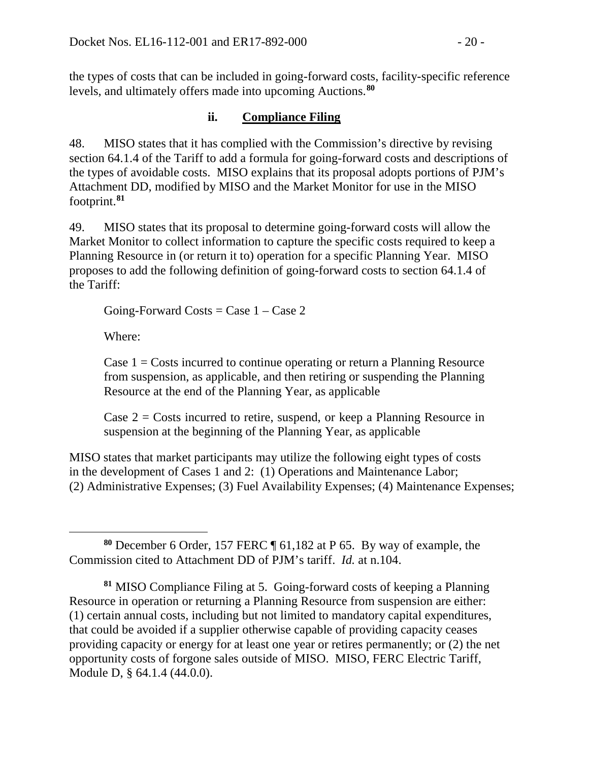the types of costs that can be included in going-forward costs, facility-specific reference levels, and ultimately offers made into upcoming Auctions.[80]

### ii. Compliance Filing

48. MISO states that it has complied with the Commission's directive by revising section 64.1.4 of the Tariff to add a formula for going-forward costs and descriptions of the types of avoidable costs. MISO explains that its proposal adopts portions of PJM's Attachment DD, modified by MISO and the Market Monitor for use in the MISO footprint.[81]

49. MISO states that its proposal to determine going-forward costs will allow the Market Monitor to collect information to capture the specific costs required to keep a Planning Resource in (or return it to) operation for a specific Planning Year. MISO proposes to add the following definition of going-forward costs to section 64.1.4 of the Tariff:

> Going-Forward Costs = Case 1 – Case 2
>
> Where:
>
> Case 1 = Costs incurred to continue operating or return a Planning Resource from suspension, as applicable, and then retiring or suspending the Planning Resource at the end of the Planning Year, as applicable
>
> Case 2 = Costs incurred to retire, suspend, or keep a Planning Resource in suspension at the beginning of the Planning Year, as applicable

MISO states that market participants may utilize the following eight types of costs in the development of Cases 1 and 2: (1) Operations and Maintenance Labor; (2) Administrative Expenses; (3) Fuel Availability Expenses; (4) Maintenance Expenses;

---

[80] December 6 Order, 157 FERC ¶ 61,182 at P 65. By way of example, the Commission cited to Attachment DD of PJM's tariff. *Id.* at n.104.

[81] MISO Compliance Filing at 5. Going-forward costs of keeping a Planning Resource in operation or returning a Planning Resource from suspension are either: (1) certain annual costs, including but not limited to mandatory capital expenditures, that could be avoided if a supplier otherwise capable of providing capacity ceases providing capacity or energy for at least one year or retires permanently; or (2) the net opportunity costs of forgone sales outside of MISO. MISO, FERC Electric Tariff, Module D, § 64.1.4 (44.0.0).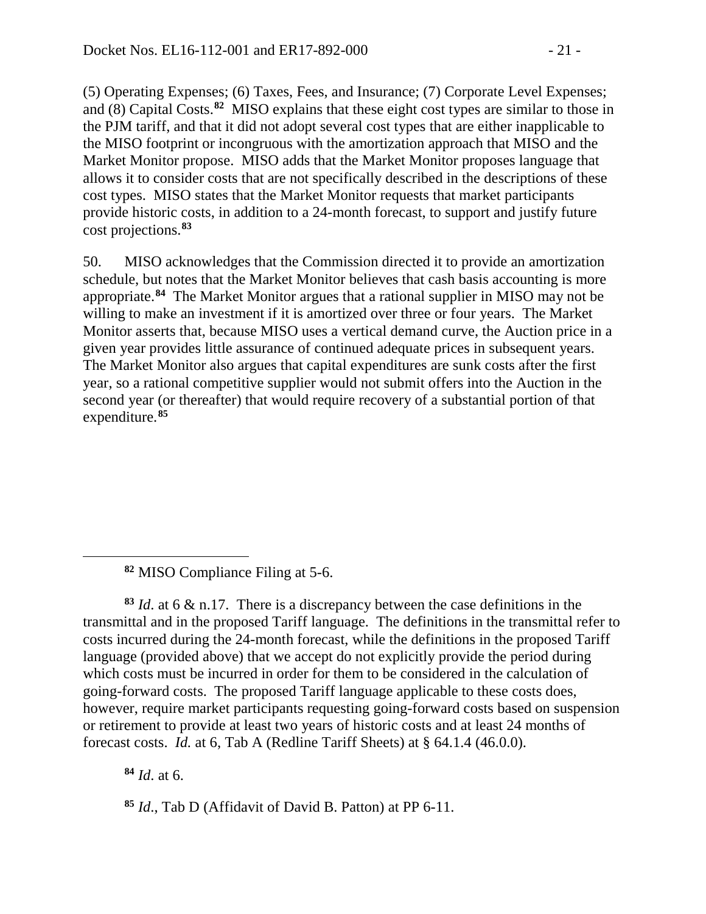(5) Operating Expenses; (6) Taxes, Fees, and Insurance; (7) Corporate Level Expenses; and (8) Capital Costs.[82] MISO explains that these eight cost types are similar to those in the PJM tariff, and that it did not adopt several cost types that are either inapplicable to the MISO footprint or incongruous with the amortization approach that MISO and the Market Monitor propose. MISO adds that the Market Monitor proposes language that allows it to consider costs that are not specifically described in the descriptions of these cost types. MISO states that the Market Monitor requests that market participants provide historic costs, in addition to a 24-month forecast, to support and justify future cost projections.[83]

50. MISO acknowledges that the Commission directed it to provide an amortization schedule, but notes that the Market Monitor believes that cash basis accounting is more appropriate.[84] The Market Monitor argues that a rational supplier in MISO may not be willing to make an investment if it is amortized over three or four years. The Market Monitor asserts that, because MISO uses a vertical demand curve, the Auction price in a given year provides little assurance of continued adequate prices in subsequent years. The Market Monitor also argues that capital expenditures are sunk costs after the first year, so a rational competitive supplier would not submit offers into the Auction in the second year (or thereafter) that would require recovery of a substantial portion of that expenditure.[85]

---

[82] MISO Compliance Filing at 5-6.

[83] *Id*. at 6 & n.17. There is a discrepancy between the case definitions in the transmittal and in the proposed Tariff language. The definitions in the transmittal refer to costs incurred during the 24-month forecast, while the definitions in the proposed Tariff language (provided above) that we accept do not explicitly provide the period during which costs must be incurred in order for them to be considered in the calculation of going-forward costs. The proposed Tariff language applicable to these costs does, however, require market participants requesting going-forward costs based on suspension or retirement to provide at least two years of historic costs and at least 24 months of forecast costs. *Id.* at 6, Tab A (Redline Tariff Sheets) at § 64.1.4 (46.0.0).

[84] *Id*. at 6.

[85] *Id*., Tab D (Affidavit of David B. Patton) at PP 6-11.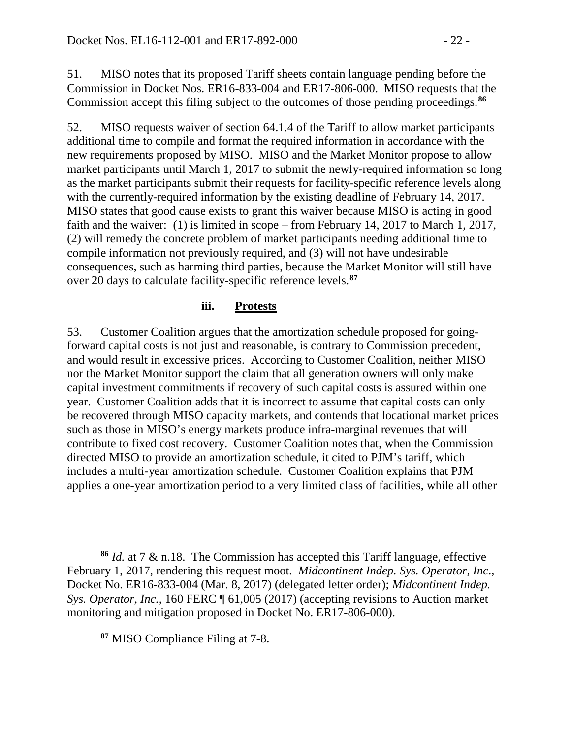51. MISO notes that its proposed Tariff sheets contain language pending before the Commission in Docket Nos. ER16-833-004 and ER17-806-000. MISO requests that the Commission accept this filing subject to the outcomes of those pending proceedings.[86]

52. MISO requests waiver of section 64.1.4 of the Tariff to allow market participants additional time to compile and format the required information in accordance with the new requirements proposed by MISO. MISO and the Market Monitor propose to allow market participants until March 1, 2017 to submit the newly-required information so long as the market participants submit their requests for facility-specific reference levels along with the currently-required information by the existing deadline of February 14, 2017. MISO states that good cause exists to grant this waiver because MISO is acting in good faith and the waiver: (1) is limited in scope – from February 14, 2017 to March 1, 2017, (2) will remedy the concrete problem of market participants needing additional time to compile information not previously required, and (3) will not have undesirable consequences, such as harming third parties, because the Market Monitor will still have over 20 days to calculate facility-specific reference levels.[87]

### iii. Protests

53. Customer Coalition argues that the amortization schedule proposed for going-forward capital costs is not just and reasonable, is contrary to Commission precedent, and would result in excessive prices. According to Customer Coalition, neither MISO nor the Market Monitor support the claim that all generation owners will only make capital investment commitments if recovery of such capital costs is assured within one year. Customer Coalition adds that it is incorrect to assume that capital costs can only be recovered through MISO capacity markets, and contends that locational market prices such as those in MISO's energy markets produce infra-marginal revenues that will contribute to fixed cost recovery. Customer Coalition notes that, when the Commission directed MISO to provide an amortization schedule, it cited to PJM's tariff, which includes a multi-year amortization schedule. Customer Coalition explains that PJM applies a one-year amortization period to a very limited class of facilities, while all other

---

[86] *Id.* at 7 & n.18. The Commission has accepted this Tariff language, effective February 1, 2017, rendering this request moot. *Midcontinent Indep. Sys. Operator, Inc.*, Docket No. ER16-833-004 (Mar. 8, 2017) (delegated letter order); *Midcontinent Indep. Sys. Operator, Inc.*, 160 FERC ¶ 61,005 (2017) (accepting revisions to Auction market monitoring and mitigation proposed in Docket No. ER17-806-000).

[87] MISO Compliance Filing at 7-8.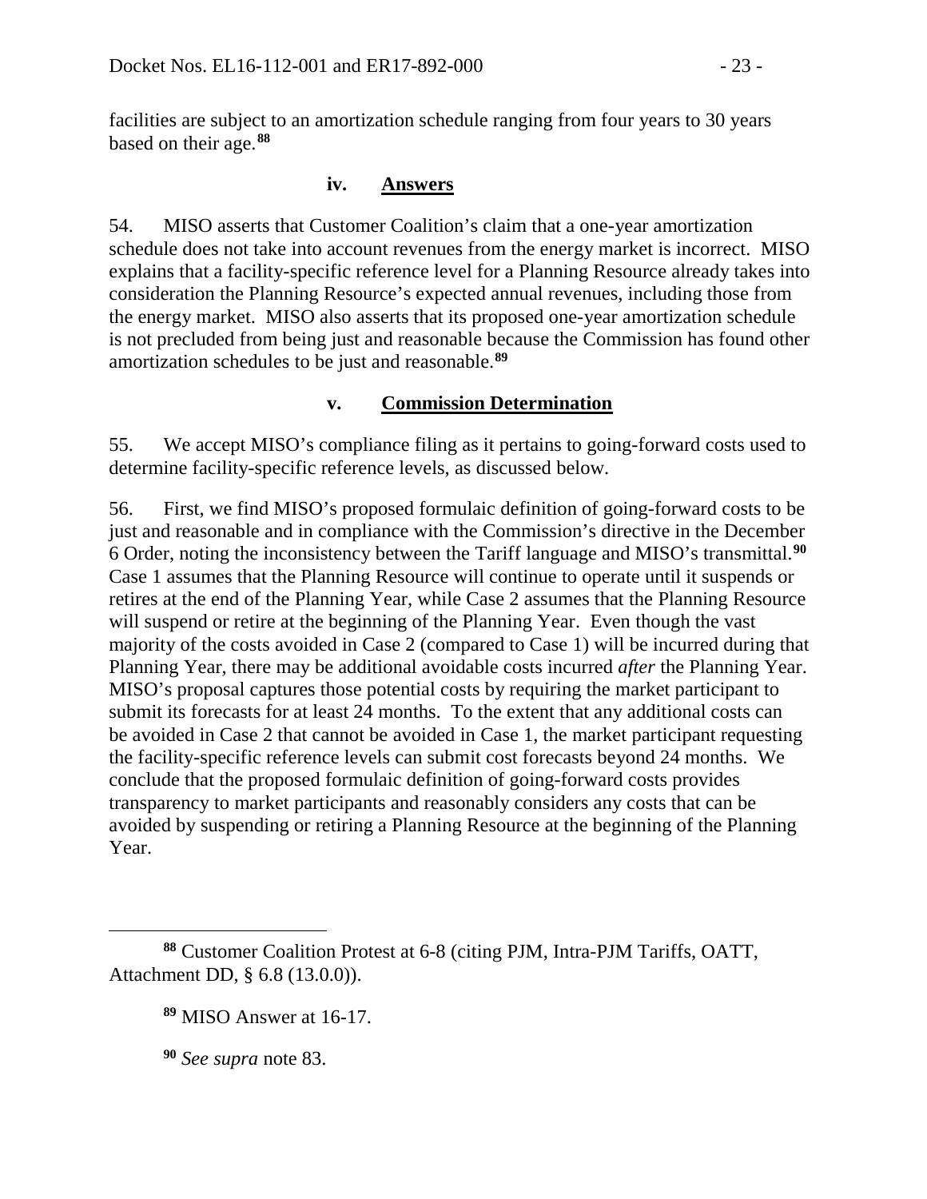facilities are subject to an amortization schedule ranging from four years to 30 years based on their age.[88]

#### iv. Answers

54. MISO asserts that Customer Coalition's claim that a one-year amortization schedule does not take into account revenues from the energy market is incorrect. MISO explains that a facility-specific reference level for a Planning Resource already takes into consideration the Planning Resource's expected annual revenues, including those from the energy market. MISO also asserts that its proposed one-year amortization schedule is not precluded from being just and reasonable because the Commission has found other amortization schedules to be just and reasonable.[89]

#### v. Commission Determination

55. We accept MISO's compliance filing as it pertains to going-forward costs used to determine facility-specific reference levels, as discussed below.

56. First, we find MISO's proposed formulaic definition of going-forward costs to be just and reasonable and in compliance with the Commission's directive in the December 6 Order, noting the inconsistency between the Tariff language and MISO's transmittal.[90] Case 1 assumes that the Planning Resource will continue to operate until it suspends or retires at the end of the Planning Year, while Case 2 assumes that the Planning Resource will suspend or retire at the beginning of the Planning Year. Even though the vast majority of the costs avoided in Case 2 (compared to Case 1) will be incurred during that Planning Year, there may be additional avoidable costs incurred *after* the Planning Year. MISO's proposal captures those potential costs by requiring the market participant to submit its forecasts for at least 24 months. To the extent that any additional costs can be avoided in Case 2 that cannot be avoided in Case 1, the market participant requesting the facility-specific reference levels can submit cost forecasts beyond 24 months. We conclude that the proposed formulaic definition of going-forward costs provides transparency to market participants and reasonably considers any costs that can be avoided by suspending or retiring a Planning Resource at the beginning of the Planning Year.

---

[88] Customer Coalition Protest at 6-8 (citing PJM, Intra-PJM Tariffs, OATT, Attachment DD, § 6.8 (13.0.0)).

[89] MISO Answer at 16-17.

[90] *See supra* note 83.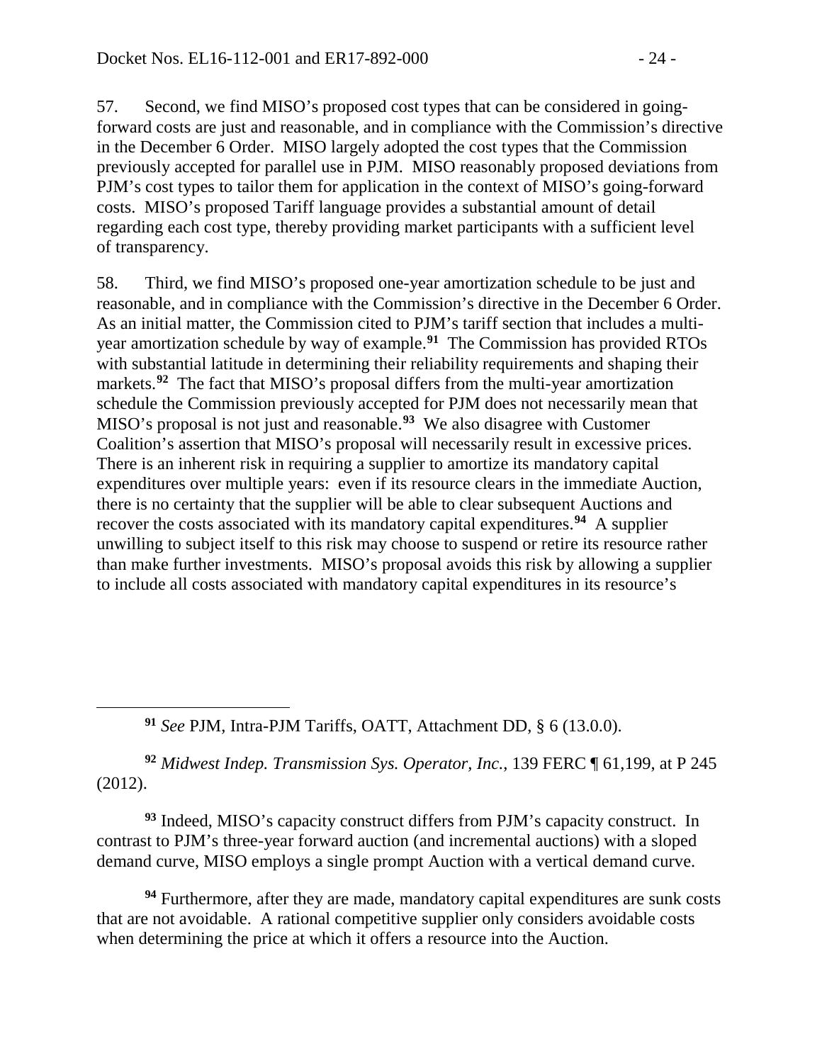57. Second, we find MISO's proposed cost types that can be considered in going-forward costs are just and reasonable, and in compliance with the Commission's directive in the December 6 Order. MISO largely adopted the cost types that the Commission previously accepted for parallel use in PJM. MISO reasonably proposed deviations from PJM's cost types to tailor them for application in the context of MISO's going-forward costs. MISO's proposed Tariff language provides a substantial amount of detail regarding each cost type, thereby providing market participants with a sufficient level of transparency.

58. Third, we find MISO's proposed one-year amortization schedule to be just and reasonable, and in compliance with the Commission's directive in the December 6 Order. As an initial matter, the Commission cited to PJM's tariff section that includes a multi-year amortization schedule by way of example.[91] The Commission has provided RTOs with substantial latitude in determining their reliability requirements and shaping their markets.[92] The fact that MISO's proposal differs from the multi-year amortization schedule the Commission previously accepted for PJM does not necessarily mean that MISO's proposal is not just and reasonable.[93] We also disagree with Customer Coalition's assertion that MISO's proposal will necessarily result in excessive prices. There is an inherent risk in requiring a supplier to amortize its mandatory capital expenditures over multiple years: even if its resource clears in the immediate Auction, there is no certainty that the supplier will be able to clear subsequent Auctions and recover the costs associated with its mandatory capital expenditures.[94] A supplier unwilling to subject itself to this risk may choose to suspend or retire its resource rather than make further investments. MISO's proposal avoids this risk by allowing a supplier to include all costs associated with mandatory capital expenditures in its resource's

---

[91] *See* PJM, Intra-PJM Tariffs, OATT, Attachment DD, § 6 (13.0.0).

[92] *Midwest Indep. Transmission Sys. Operator, Inc.*, 139 FERC ¶ 61,199, at P 245 (2012).

[93] Indeed, MISO's capacity construct differs from PJM's capacity construct. In contrast to PJM's three-year forward auction (and incremental auctions) with a sloped demand curve, MISO employs a single prompt Auction with a vertical demand curve.

[94] Furthermore, after they are made, mandatory capital expenditures are sunk costs that are not avoidable. A rational competitive supplier only considers avoidable costs when determining the price at which it offers a resource into the Auction.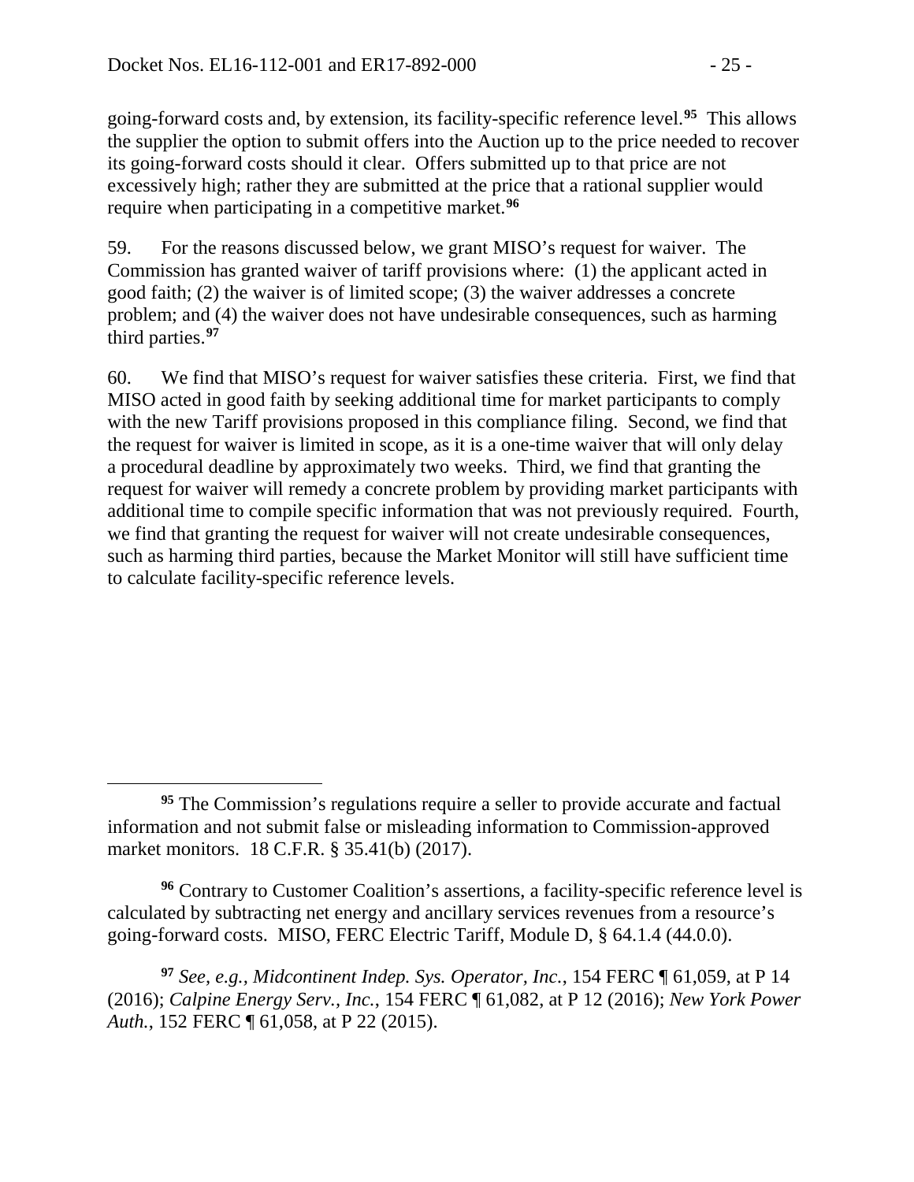going-forward costs and, by extension, its facility-specific reference level.[95] This allows the supplier the option to submit offers into the Auction up to the price needed to recover its going-forward costs should it clear. Offers submitted up to that price are not excessively high; rather they are submitted at the price that a rational supplier would require when participating in a competitive market.[96]

59. For the reasons discussed below, we grant MISO's request for waiver. The Commission has granted waiver of tariff provisions where: (1) the applicant acted in good faith; (2) the waiver is of limited scope; (3) the waiver addresses a concrete problem; and (4) the waiver does not have undesirable consequences, such as harming third parties.[97]

60. We find that MISO's request for waiver satisfies these criteria. First, we find that MISO acted in good faith by seeking additional time for market participants to comply with the new Tariff provisions proposed in this compliance filing. Second, we find that the request for waiver is limited in scope, as it is a one-time waiver that will only delay a procedural deadline by approximately two weeks. Third, we find that granting the request for waiver will remedy a concrete problem by providing market participants with additional time to compile specific information that was not previously required. Fourth, we find that granting the request for waiver will not create undesirable consequences, such as harming third parties, because the Market Monitor will still have sufficient time to calculate facility-specific reference levels.

---

[95] The Commission's regulations require a seller to provide accurate and factual information and not submit false or misleading information to Commission-approved market monitors. 18 C.F.R. § 35.41(b) (2017).

[96] Contrary to Customer Coalition's assertions, a facility-specific reference level is calculated by subtracting net energy and ancillary services revenues from a resource's going-forward costs. MISO, FERC Electric Tariff, Module D, § 64.1.4 (44.0.0).

[97] *See, e.g.*, *Midcontinent Indep. Sys. Operator, Inc.*, 154 FERC ¶ 61,059, at P 14 (2016); *Calpine Energy Serv., Inc.*, 154 FERC ¶ 61,082, at P 12 (2016); *New York Power Auth.*, 152 FERC ¶ 61,058, at P 22 (2015).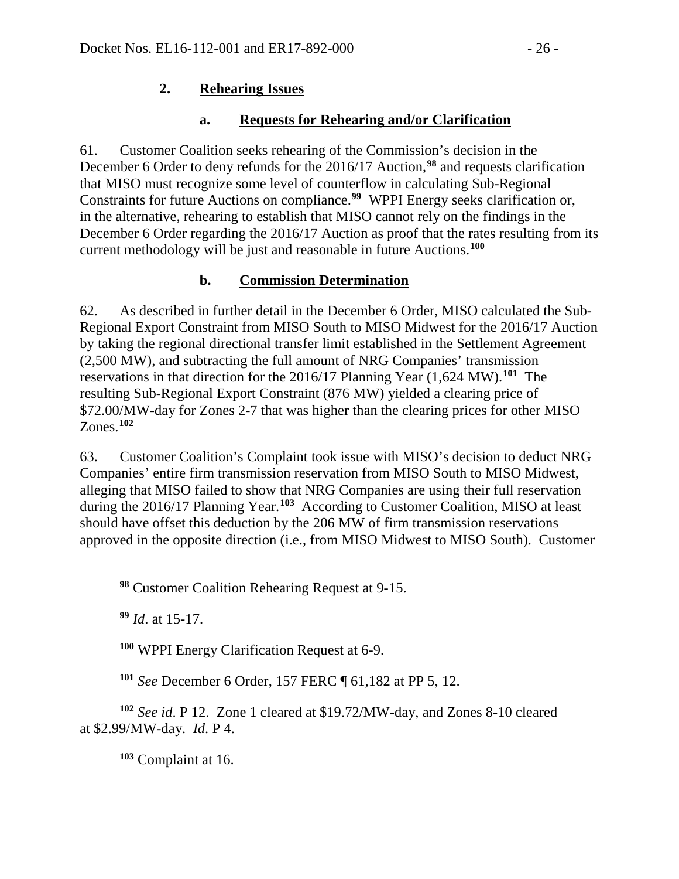## 2. Rehearing Issues

### a. Requests for Rehearing and/or Clarification

61. Customer Coalition seeks rehearing of the Commission's decision in the December 6 Order to deny refunds for the 2016/17 Auction,[98] and requests clarification that MISO must recognize some level of counterflow in calculating Sub-Regional Constraints for future Auctions on compliance.[99] WPPI Energy seeks clarification or, in the alternative, rehearing to establish that MISO cannot rely on the findings in the December 6 Order regarding the 2016/17 Auction as proof that the rates resulting from its current methodology will be just and reasonable in future Auctions.[100]

### b. Commission Determination

62. As described in further detail in the December 6 Order, MISO calculated the Sub-Regional Export Constraint from MISO South to MISO Midwest for the 2016/17 Auction by taking the regional directional transfer limit established in the Settlement Agreement (2,500 MW), and subtracting the full amount of NRG Companies' transmission reservations in that direction for the 2016/17 Planning Year (1,624 MW).[101] The resulting Sub-Regional Export Constraint (876 MW) yielded a clearing price of $72.00/MW-day for Zones 2-7 that was higher than the clearing prices for other MISO Zones.[102]

63. Customer Coalition's Complaint took issue with MISO's decision to deduct NRG Companies' entire firm transmission reservation from MISO South to MISO Midwest, alleging that MISO failed to show that NRG Companies are using their full reservation during the 2016/17 Planning Year.[103] According to Customer Coalition, MISO at least should have offset this deduction by the 206 MW of firm transmission reservations approved in the opposite direction (i.e., from MISO Midwest to MISO South). Customer

---

[98] Customer Coalition Rehearing Request at 9-15.

[99] *Id*. at 15-17.

[100] WPPI Energy Clarification Request at 6-9.

[101] *See* December 6 Order, 157 FERC ¶ 61,182 at PP 5, 12.

[102] *See id*. P 12. Zone 1 cleared at $19.72/MW-day, and Zones 8-10 cleared at $2.99/MW-day. *Id*. P 4.

[103] Complaint at 16.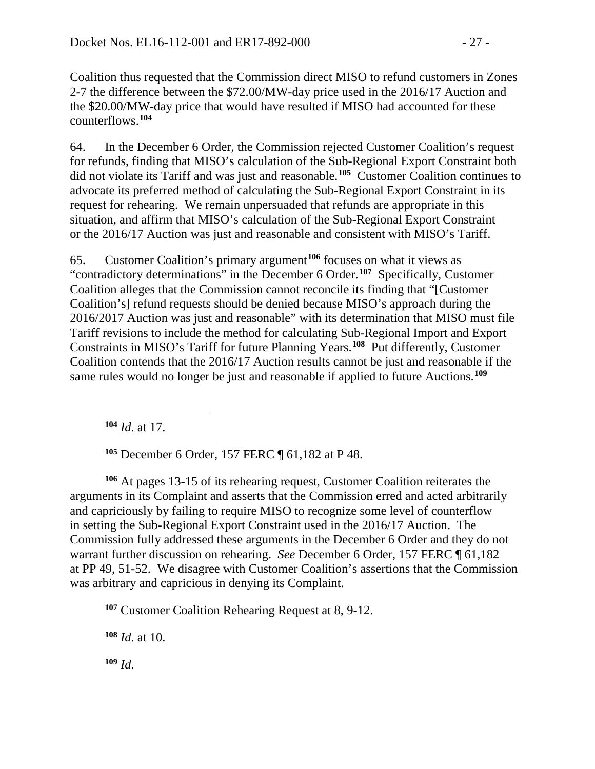Coalition thus requested that the Commission direct MISO to refund customers in Zones 2-7 the difference between the $72.00/MW-day price used in the 2016/17 Auction and the $20.00/MW-day price that would have resulted if MISO had accounted for these counterflows.[104]

64. In the December 6 Order, the Commission rejected Customer Coalition's request for refunds, finding that MISO's calculation of the Sub-Regional Export Constraint both did not violate its Tariff and was just and reasonable.[105] Customer Coalition continues to advocate its preferred method of calculating the Sub-Regional Export Constraint in its request for rehearing. We remain unpersuaded that refunds are appropriate in this situation, and affirm that MISO's calculation of the Sub-Regional Export Constraint or the 2016/17 Auction was just and reasonable and consistent with MISO's Tariff.

65. Customer Coalition's primary argument[106] focuses on what it views as "contradictory determinations" in the December 6 Order.[107] Specifically, Customer Coalition alleges that the Commission cannot reconcile its finding that "[Customer Coalition's] refund requests should be denied because MISO's approach during the 2016/2017 Auction was just and reasonable" with its determination that MISO must file Tariff revisions to include the method for calculating Sub-Regional Import and Export Constraints in MISO's Tariff for future Planning Years.[108] Put differently, Customer Coalition contends that the 2016/17 Auction results cannot be just and reasonable if the same rules would no longer be just and reasonable if applied to future Auctions.[109]

---

[104] *Id*. at 17.

[105] December 6 Order, 157 FERC ¶ 61,182 at P 48.

[106] At pages 13-15 of its rehearing request, Customer Coalition reiterates the arguments in its Complaint and asserts that the Commission erred and acted arbitrarily and capriciously by failing to require MISO to recognize some level of counterflow in setting the Sub-Regional Export Constraint used in the 2016/17 Auction. The Commission fully addressed these arguments in the December 6 Order and they do not warrant further discussion on rehearing. *See* December 6 Order, 157 FERC ¶ 61,182 at PP 49, 51-52. We disagree with Customer Coalition's assertions that the Commission was arbitrary and capricious in denying its Complaint.

[107] Customer Coalition Rehearing Request at 8, 9-12.

[108] *Id*. at 10.

[109] *Id*.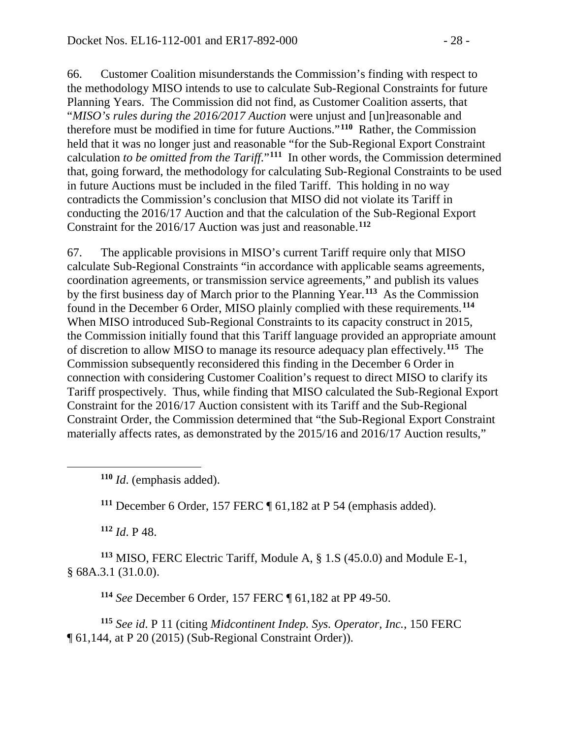66. Customer Coalition misunderstands the Commission's finding with respect to the methodology MISO intends to use to calculate Sub-Regional Constraints for future Planning Years. The Commission did not find, as Customer Coalition asserts, that "*MISO's rules during the 2016/2017 Auction* were unjust and [un]reasonable and therefore must be modified in time for future Auctions."[110] Rather, the Commission held that it was no longer just and reasonable "for the Sub-Regional Export Constraint calculation *to be omitted from the Tariff*."[111] In other words, the Commission determined that, going forward, the methodology for calculating Sub-Regional Constraints to be used in future Auctions must be included in the filed Tariff. This holding in no way contradicts the Commission's conclusion that MISO did not violate its Tariff in conducting the 2016/17 Auction and that the calculation of the Sub-Regional Export Constraint for the 2016/17 Auction was just and reasonable.[112]

67. The applicable provisions in MISO's current Tariff require only that MISO calculate Sub-Regional Constraints "in accordance with applicable seams agreements, coordination agreements, or transmission service agreements," and publish its values by the first business day of March prior to the Planning Year.[113] As the Commission found in the December 6 Order, MISO plainly complied with these requirements.[114] When MISO introduced Sub-Regional Constraints to its capacity construct in 2015, the Commission initially found that this Tariff language provided an appropriate amount of discretion to allow MISO to manage its resource adequacy plan effectively.[115] The Commission subsequently reconsidered this finding in the December 6 Order in connection with considering Customer Coalition's request to direct MISO to clarify its Tariff prospectively. Thus, while finding that MISO calculated the Sub-Regional Export Constraint for the 2016/17 Auction consistent with its Tariff and the Sub-Regional Constraint Order, the Commission determined that "the Sub-Regional Export Constraint materially affects rates, as demonstrated by the 2015/16 and 2016/17 Auction results,"

---

[110] *Id*. (emphasis added).

[111] December 6 Order, 157 FERC ¶ 61,182 at P 54 (emphasis added).

[112] *Id*. P 48.

[113] MISO, FERC Electric Tariff, Module A, § 1.S (45.0.0) and Module E-1, § 68A.3.1 (31.0.0).

[114] *See* December 6 Order, 157 FERC ¶ 61,182 at PP 49-50.

[115] *See id*. P 11 (citing *Midcontinent Indep. Sys. Operator, Inc.*, 150 FERC ¶ 61,144, at P 20 (2015) (Sub-Regional Constraint Order)).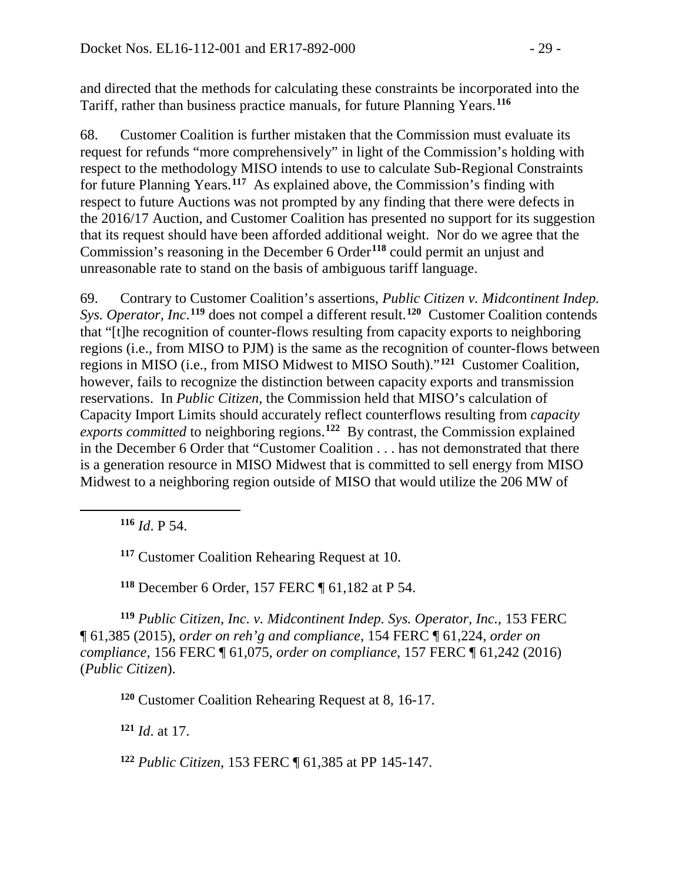and directed that the methods for calculating these constraints be incorporated into the Tariff, rather than business practice manuals, for future Planning Years.[116]

68. Customer Coalition is further mistaken that the Commission must evaluate its request for refunds "more comprehensively" in light of the Commission's holding with respect to the methodology MISO intends to use to calculate Sub-Regional Constraints for future Planning Years.[117] As explained above, the Commission's finding with respect to future Auctions was not prompted by any finding that there were defects in the 2016/17 Auction, and Customer Coalition has presented no support for its suggestion that its request should have been afforded additional weight. Nor do we agree that the Commission's reasoning in the December 6 Order[118] could permit an unjust and unreasonable rate to stand on the basis of ambiguous tariff language.

69. Contrary to Customer Coalition's assertions, *Public Citizen v. Midcontinent Indep. Sys. Operator, Inc.*[119] does not compel a different result.[120] Customer Coalition contends that "[t]he recognition of counter-flows resulting from capacity exports to neighboring regions (i.e., from MISO to PJM) is the same as the recognition of counter-flows between regions in MISO (i.e., from MISO Midwest to MISO South)."[121] Customer Coalition, however, fails to recognize the distinction between capacity exports and transmission reservations. In *Public Citizen*, the Commission held that MISO's calculation of Capacity Import Limits should accurately reflect counterflows resulting from *capacity exports committed* to neighboring regions.[122] By contrast, the Commission explained in the December 6 Order that "Customer Coalition . . . has not demonstrated that there is a generation resource in MISO Midwest that is committed to sell energy from MISO Midwest to a neighboring region outside of MISO that would utilize the 206 MW of

---

[116] *Id*. P 54.

[117] Customer Coalition Rehearing Request at 10.

[118] December 6 Order, 157 FERC ¶ 61,182 at P 54.

[119] *Public Citizen, Inc. v. Midcontinent Indep. Sys. Operator, Inc.*, 153 FERC ¶ 61,385 (2015), *order on reh'g and compliance*, 154 FERC ¶ 61,224, *order on compliance*, 156 FERC ¶ 61,075, *order on compliance*, 157 FERC ¶ 61,242 (2016) (*Public Citizen*).

[120] Customer Coalition Rehearing Request at 8, 16-17.

[121] *Id*. at 17.

[122] *Public Citizen*, 153 FERC ¶ 61,385 at PP 145-147.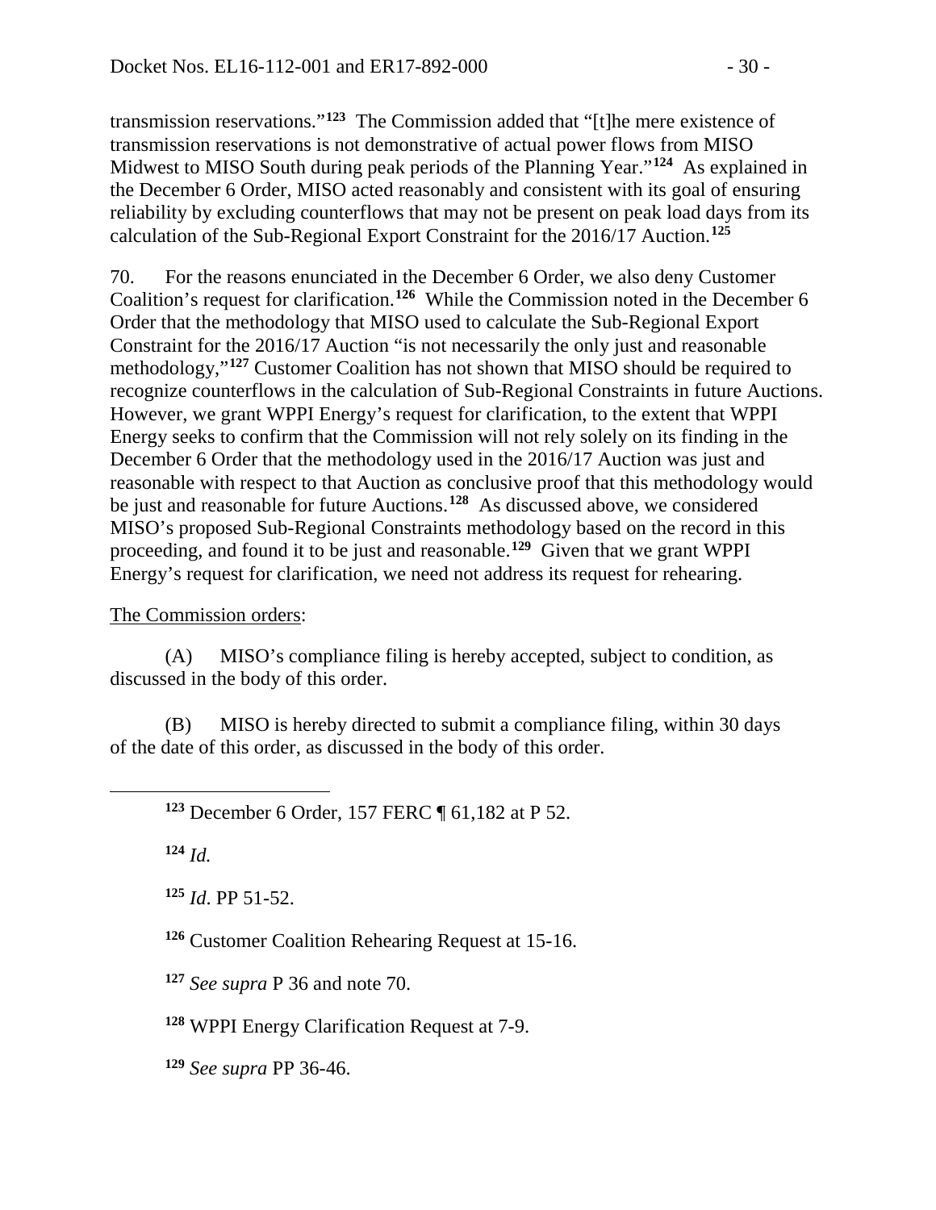transmission reservations."[123] The Commission added that "[t]he mere existence of transmission reservations is not demonstrative of actual power flows from MISO Midwest to MISO South during peak periods of the Planning Year."[124] As explained in the December 6 Order, MISO acted reasonably and consistent with its goal of ensuring reliability by excluding counterflows that may not be present on peak load days from its calculation of the Sub-Regional Export Constraint for the 2016/17 Auction.[125]

70. For the reasons enunciated in the December 6 Order, we also deny Customer Coalition's request for clarification.[126] While the Commission noted in the December 6 Order that the methodology that MISO used to calculate the Sub-Regional Export Constraint for the 2016/17 Auction "is not necessarily the only just and reasonable methodology,"[127] Customer Coalition has not shown that MISO should be required to recognize counterflows in the calculation of Sub-Regional Constraints in future Auctions. However, we grant WPPI Energy's request for clarification, to the extent that WPPI Energy seeks to confirm that the Commission will not rely solely on its finding in the December 6 Order that the methodology used in the 2016/17 Auction was just and reasonable with respect to that Auction as conclusive proof that this methodology would be just and reasonable for future Auctions.[128] As discussed above, we considered MISO's proposed Sub-Regional Constraints methodology based on the record in this proceeding, and found it to be just and reasonable.[129] Given that we grant WPPI Energy's request for clarification, we need not address its request for rehearing.

The Commission orders:

(A) MISO's compliance filing is hereby accepted, subject to condition, as discussed in the body of this order.

(B) MISO is hereby directed to submit a compliance filing, within 30 days of the date of this order, as discussed in the body of this order.

---

[123] December 6 Order, 157 FERC ¶ 61,182 at P 52.

[124] *Id.*

[125] *Id*. PP 51-52.

[126] Customer Coalition Rehearing Request at 15-16.

[127] *See supra* P 36 and note 70.

[128] WPPI Energy Clarification Request at 7-9.

[129] *See supra* PP 36-46.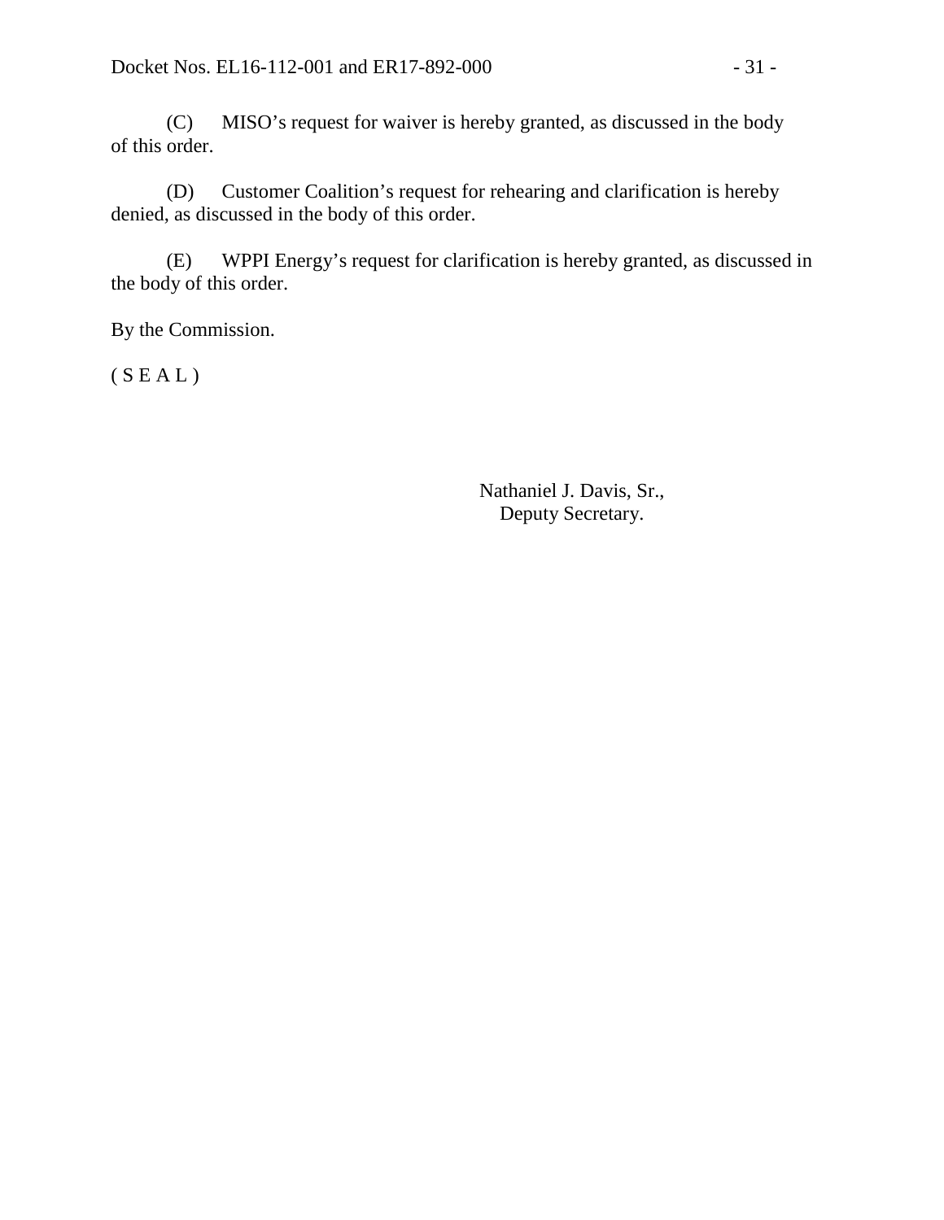(C) MISO's request for waiver is hereby granted, as discussed in the body of this order.

(D) Customer Coalition's request for rehearing and clarification is hereby denied, as discussed in the body of this order.

(E) WPPI Energy's request for clarification is hereby granted, as discussed in the body of this order.

By the Commission.

( S E A L )

Nathaniel J. Davis, Sr.,
Deputy Secretary.